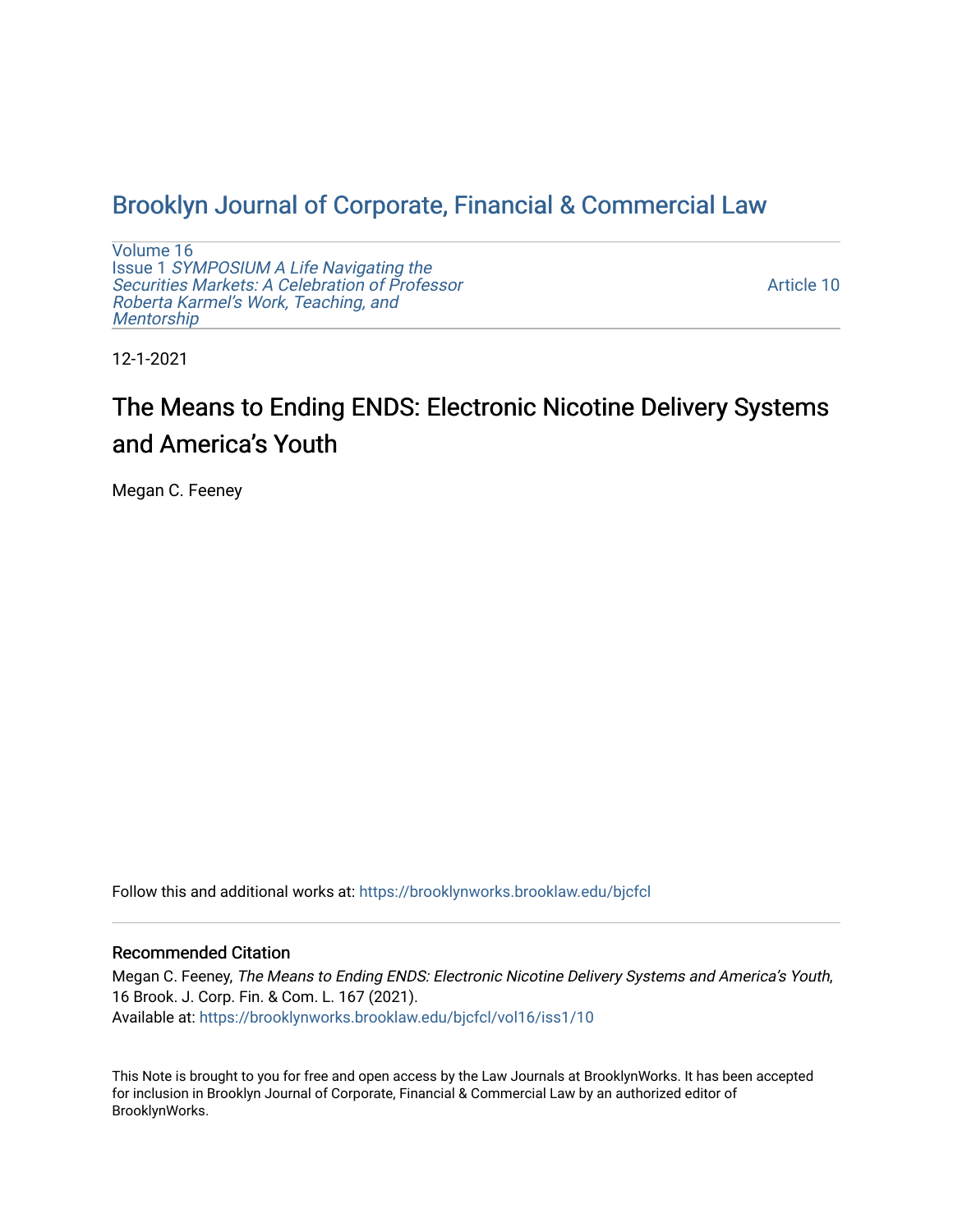# Brooklyn Journal of Corporate, Financial & Commercial Law

Volume 16
Issue 1 *SYMPOSIUM A Life Navigating the Securities Markets: A Celebration of Professor Roberta Karmel's Work, Teaching, and Mentorship*

Article 10

12-1-2021

## The Means to Ending ENDS: Electronic Nicotine Delivery Systems and America's Youth

Megan C. Feeney

Follow this and additional works at: https://brooklynworks.brooklaw.edu/bjcfcl

### Recommended Citation

Megan C. Feeney, *The Means to Ending ENDS: Electronic Nicotine Delivery Systems and America's Youth*, 16 Brook. J. Corp. Fin. & Com. L. 167 (2021).
Available at: https://brooklynworks.brooklaw.edu/bjcfcl/vol16/iss1/10

This Note is brought to you for free and open access by the Law Journals at BrooklynWorks. It has been accepted for inclusion in Brooklyn Journal of Corporate, Financial & Commercial Law by an authorized editor of BrooklynWorks.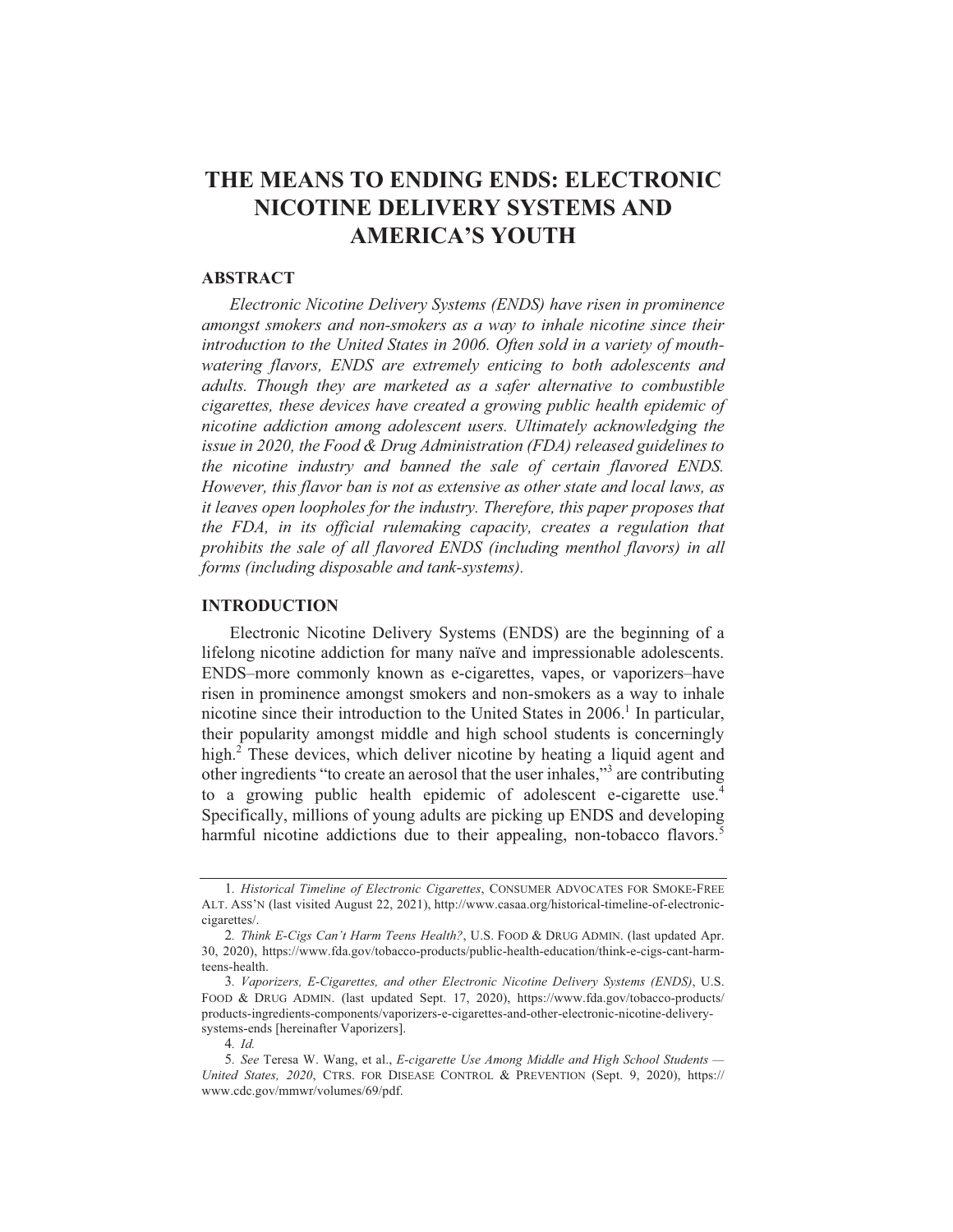# THE MEANS TO ENDING ENDS: ELECTRONIC NICOTINE DELIVERY SYSTEMS AND AMERICA'S YOUTH

## ABSTRACT

*Electronic Nicotine Delivery Systems (ENDS) have risen in prominence amongst smokers and non-smokers as a way to inhale nicotine since their introduction to the United States in 2006. Often sold in a variety of mouth-watering flavors, ENDS are extremely enticing to both adolescents and adults. Though they are marketed as a safer alternative to combustible cigarettes, these devices have created a growing public health epidemic of nicotine addiction among adolescent users. Ultimately acknowledging the issue in 2020, the Food & Drug Administration (FDA) released guidelines to the nicotine industry and banned the sale of certain flavored ENDS. However, this flavor ban is not as extensive as other state and local laws, as it leaves open loopholes for the industry. Therefore, this paper proposes that the FDA, in its official rulemaking capacity, creates a regulation that prohibits the sale of all flavored ENDS (including menthol flavors) in all forms (including disposable and tank-systems).*

## INTRODUCTION

Electronic Nicotine Delivery Systems (ENDS) are the beginning of a lifelong nicotine addiction for many naïve and impressionable adolescents. ENDS–more commonly known as e-cigarettes, vapes, or vaporizers–have risen in prominence amongst smokers and non-smokers as a way to inhale nicotine since their introduction to the United States in 2006.[1] In particular, their popularity amongst middle and high school students is concerningly high.[2] These devices, which deliver nicotine by heating a liquid agent and other ingredients "to create an aerosol that the user inhales,"[3] are contributing to a growing public health epidemic of adolescent e-cigarette use.[4] Specifically, millions of young adults are picking up ENDS and developing harmful nicotine addictions due to their appealing, non-tobacco flavors.[5]

---

1. *Historical Timeline of Electronic Cigarettes*, CONSUMER ADVOCATES FOR SMOKE-FREE ALT. ASS'N (last visited August 22, 2021), http://www.casaa.org/historical-timeline-of-electronic-cigarettes/.

2. *Think E-Cigs Can't Harm Teens Health?*, U.S. FOOD & DRUG ADMIN. (last updated Apr. 30, 2020), https://www.fda.gov/tobacco-products/public-health-education/think-e-cigs-cant-harm-teens-health.

3. *Vaporizers, E-Cigarettes, and other Electronic Nicotine Delivery Systems (ENDS)*, U.S. FOOD & DRUG ADMIN. (last updated Sept. 17, 2020), https://www.fda.gov/tobacco-products/products-ingredients-components/vaporizers-e-cigarettes-and-other-electronic-nicotine-delivery-systems-ends [hereinafter Vaporizers].

4. *Id.*

5. *See* Teresa W. Wang, et al., *E-cigarette Use Among Middle and High School Students — United States, 2020*, CTRS. FOR DISEASE CONTROL & PREVENTION (Sept. 9, 2020), https://www.cdc.gov/mmwr/volumes/69/pdf.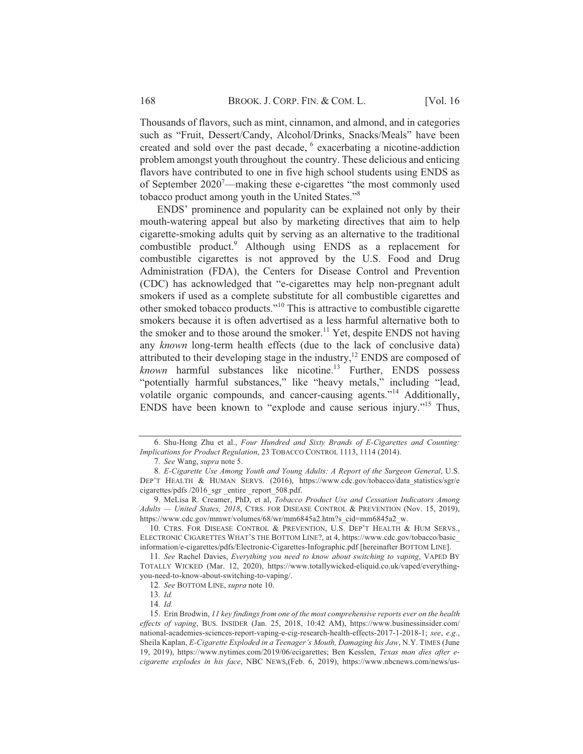Thousands of flavors, such as mint, cinnamon, and almond, and in categories such as "Fruit, Dessert/Candy, Alcohol/Drinks, Snacks/Meals" have been created and sold over the past decade, [6] exacerbating a nicotine-addiction problem amongst youth throughout the country. These delicious and enticing flavors have contributed to one in five high school students using ENDS as of September 2020[7]—making these e-cigarettes "the most commonly used tobacco product among youth in the United States."[8]

ENDS' prominence and popularity can be explained not only by their mouth-watering appeal but also by marketing directives that aim to help cigarette-smoking adults quit by serving as an alternative to the traditional combustible product.[9] Although using ENDS as a replacement for combustible cigarettes is not approved by the U.S. Food and Drug Administration (FDA), the Centers for Disease Control and Prevention (CDC) has acknowledged that "e-cigarettes may help non-pregnant adult smokers if used as a complete substitute for all combustible cigarettes and other smoked tobacco products."[10] This is attractive to combustible cigarette smokers because it is often advertised as a less harmful alternative both to the smoker and to those around the smoker.[11] Yet, despite ENDS not having any *known* long-term health effects (due to the lack of conclusive data) attributed to their developing stage in the industry,[12] ENDS are composed of *known* harmful substances like nicotine.[13] Further, ENDS possess "potentially harmful substances," like "heavy metals," including "lead, volatile organic compounds, and cancer-causing agents."[14] Additionally, ENDS have been known to "explode and cause serious injury."[15] Thus,

---

6. Shu-Hong Zhu et al., *Four Hundred and Sixty Brands of E-Cigarettes and Counting: Implications for Product Regulation*, 23 TOBACCO CONTROL 1113, 1114 (2014).

7. *See* Wang, *supra* note 5.

8. *E-Cigarette Use Among Youth and Young Adults: A Report of the Surgeon General*, U.S. DEP'T HEALTH & HUMAN SERVS. (2016), https://www.cdc.gov/tobacco/data_statistics/sgr/e cigarettes/pdfs /2016_sgr _entire _report_508.pdf.

9. MeLisa R. Creamer, PhD, et al, *Tobacco Product Use and Cessation Indicators Among Adults — United States, 2018*, CTRS. FOR DISEASE CONTROL & PREVENTION (Nov. 15, 2019), https://www.cdc.gov/mmwr/volumes/68/wr/mm6845a2.htm?s_cid=mm6845a2_w.

10. CTRS. FOR DISEASE CONTROL & PREVENTION, U.S. DEP'T HEALTH & HUM SERVS., ELECTRONIC CIGARETTES WHAT'S THE BOTTOM LINE?, at 4, https://www.cdc.gov/tobacco/basic_ information/e-cigarettes/pdfs/Electronic-Cigarettes-Infographic.pdf [hereinafter BOTTOM LINE].

11. *See* Rachel Davies, *Everything you need to know about switching to vaping*, VAPED BY TOTALLY WICKED (Mar. 12, 2020), https://www.totallywicked-eliquid.co.uk/vaped/everything-you-need-to-know-about-switching-to-vaping/.

12. *See* BOTTOM LINE, *supra* note 10.

13. *Id.*

14. *Id.*

15. Erin Brodwin, *11 key findings from one of the most comprehensive reports ever on the health effects of vaping*, BUS. INSIDER (Jan. 25, 2018, 10:42 AM), https://www.businessinsider.com/ national-academies-sciences-report-vaping-e-cig-research-health-effects-2017-1-2018-1; *see*, *e.g.*, Sheila Kaplan, *E-Cigarette Exploded in a Teenager's Mouth, Damaging his Jaw*, N.Y. TIMES (June 19, 2019), https://www.nytimes.com/2019/06/ecigarettes; Ben Kesslen, *Texas man dies after e-cigarette explodes in his face*, NBC NEWS,(Feb. 6, 2019), https://www.nbcnews.com/news/us-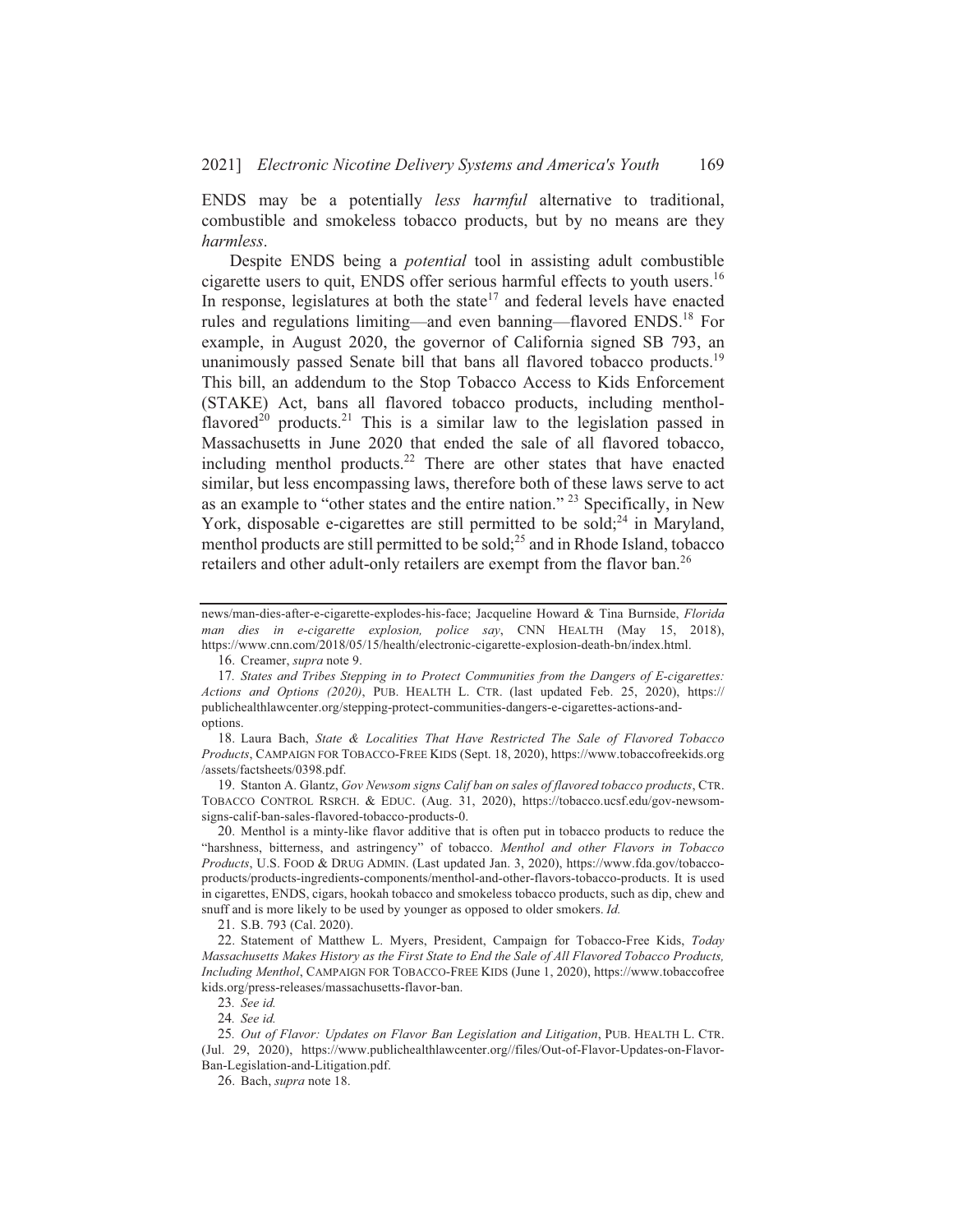ENDS may be a potentially *less harmful* alternative to traditional, combustible and smokeless tobacco products, but by no means are they *harmless*.

Despite ENDS being a *potential* tool in assisting adult combustible cigarette users to quit, ENDS offer serious harmful effects to youth users.[16] In response, legislatures at both the state[17] and federal levels have enacted rules and regulations limiting—and even banning—flavored ENDS.[18] For example, in August 2020, the governor of California signed SB 793, an unanimously passed Senate bill that bans all flavored tobacco products.[19] This bill, an addendum to the Stop Tobacco Access to Kids Enforcement (STAKE) Act, bans all flavored tobacco products, including menthol-flavored[20] products.[21] This is a similar law to the legislation passed in Massachusetts in June 2020 that ended the sale of all flavored tobacco, including menthol products.[22] There are other states that have enacted similar, but less encompassing laws, therefore both of these laws serve to act as an example to "other states and the entire nation." [23] Specifically, in New York, disposable e-cigarettes are still permitted to be sold;[24] in Maryland, menthol products are still permitted to be sold;[25] and in Rhode Island, tobacco retailers and other adult-only retailers are exempt from the flavor ban.[26]

---

news/man-dies-after-e-cigarette-explodes-his-face; Jacqueline Howard & Tina Burnside, *Florida man dies in e-cigarette explosion, police say*, CNN HEALTH (May 15, 2018), https://www.cnn.com/2018/05/15/health/electronic-cigarette-explosion-death-bn/index.html.

16. Creamer, *supra* note 9.

17. *States and Tribes Stepping in to Protect Communities from the Dangers of E-cigarettes: Actions and Options (2020)*, PUB. HEALTH L. CTR. (last updated Feb. 25, 2020), https://publichealthlawcenter.org/stepping-protect-communities-dangers-e-cigarettes-actions-and-options.

18. Laura Bach, *State & Localities That Have Restricted The Sale of Flavored Tobacco Products*, CAMPAIGN FOR TOBACCO-FREE KIDS (Sept. 18, 2020), https://www.tobaccofreekids.org/assets/factsheets/0398.pdf.

19. Stanton A. Glantz, *Gov Newsom signs Calif ban on sales of flavored tobacco products*, CTR. TOBACCO CONTROL RSRCH. & EDUC. (Aug. 31, 2020), https://tobacco.ucsf.edu/gov-newsom-signs-calif-ban-sales-flavored-tobacco-products-0.

20. Menthol is a minty-like flavor additive that is often put in tobacco products to reduce the "harshness, bitterness, and astringency" of tobacco. *Menthol and other Flavors in Tobacco Products*, U.S. FOOD & DRUG ADMIN. (Last updated Jan. 3, 2020), https://www.fda.gov/tobacco-products/products-ingredients-components/menthol-and-other-flavors-tobacco-products. It is used in cigarettes, ENDS, cigars, hookah tobacco and smokeless tobacco products, such as dip, chew and snuff and is more likely to be used by younger as opposed to older smokers. *Id.*

21. S.B. 793 (Cal. 2020).

22. Statement of Matthew L. Myers, President, Campaign for Tobacco-Free Kids, *Today Massachusetts Makes History as the First State to End the Sale of All Flavored Tobacco Products, Including Menthol*, CAMPAIGN FOR TOBACCO-FREE KIDS (June 1, 2020), https://www.tobaccofreekids.org/press-releases/massachusetts-flavor-ban.

23. *See id.*

24. *See id.*

25. *Out of Flavor: Updates on Flavor Ban Legislation and Litigation*, PUB. HEALTH L. CTR. (Jul. 29, 2020), https://www.publichealthlawcenter.org//files/Out-of-Flavor-Updates-on-Flavor-Ban-Legislation-and-Litigation.pdf.

26. Bach, *supra* note 18.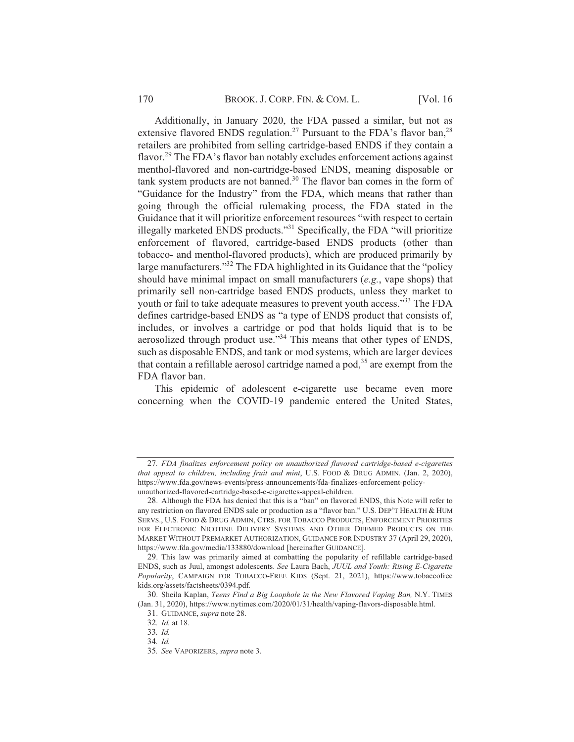Additionally, in January 2020, the FDA passed a similar, but not as extensive flavored ENDS regulation.[27] Pursuant to the FDA's flavor ban,[28] retailers are prohibited from selling cartridge-based ENDS if they contain a flavor.[29] The FDA's flavor ban notably excludes enforcement actions against menthol-flavored and non-cartridge-based ENDS, meaning disposable or tank system products are not banned.[30] The flavor ban comes in the form of "Guidance for the Industry" from the FDA, which means that rather than going through the official rulemaking process, the FDA stated in the Guidance that it will prioritize enforcement resources "with respect to certain illegally marketed ENDS products."[31] Specifically, the FDA "will prioritize enforcement of flavored, cartridge-based ENDS products (other than tobacco- and menthol-flavored products), which are produced primarily by large manufacturers."[32] The FDA highlighted in its Guidance that the "policy should have minimal impact on small manufacturers (*e.g.*, vape shops) that primarily sell non-cartridge based ENDS products, unless they market to youth or fail to take adequate measures to prevent youth access."[33] The FDA defines cartridge-based ENDS as "a type of ENDS product that consists of, includes, or involves a cartridge or pod that holds liquid that is to be aerosolized through product use."[34] This means that other types of ENDS, such as disposable ENDS, and tank or mod systems, which are larger devices that contain a refillable aerosol cartridge named a pod,[35] are exempt from the FDA flavor ban.

This epidemic of adolescent e-cigarette use became even more concerning when the COVID-19 pandemic entered the United States,

---

27. *FDA finalizes enforcement policy on unauthorized flavored cartridge-based e-cigarettes that appeal to children, including fruit and mint*, U.S. FOOD & DRUG ADMIN. (Jan. 2, 2020), https://www.fda.gov/news-events/press-announcements/fda-finalizes-enforcement-policy-unauthorized-flavored-cartridge-based-e-cigarettes-appeal-children.

28. Although the FDA has denied that this is a "ban" on flavored ENDS, this Note will refer to any restriction on flavored ENDS sale or production as a "flavor ban." U.S. DEP'T HEALTH & HUM SERVS., U.S. FOOD & DRUG ADMIN, CTRS. FOR TOBACCO PRODUCTS, ENFORCEMENT PRIORITIES FOR ELECTRONIC NICOTINE DELIVERY SYSTEMS AND OTHER DEEMED PRODUCTS ON THE MARKET WITHOUT PREMARKET AUTHORIZATION, GUIDANCE FOR INDUSTRY 37 (April 29, 2020), https://www.fda.gov/media/133880/download [hereinafter GUIDANCE].

29. This law was primarily aimed at combatting the popularity of refillable cartridge-based ENDS, such as Juul, amongst adolescents. *See* Laura Bach, *JUUL and Youth: Rising E-Cigarette Popularity*, CAMPAIGN FOR TOBACCO-FREE KIDS (Sept. 21, 2021), https://www.tobaccofreekids.org/assets/factsheets/0394.pdf.

30. Sheila Kaplan, *Teens Find a Big Loophole in the New Flavored Vaping Ban,* N.Y. TIMES (Jan. 31, 2020), https://www.nytimes.com/2020/01/31/health/vaping-flavors-disposable.html.

31. GUIDANCE, *supra* note 28.

32. *Id.* at 18.

33. *Id.*

34. *Id.*

35. *See* VAPORIZERS, *supra* note 3.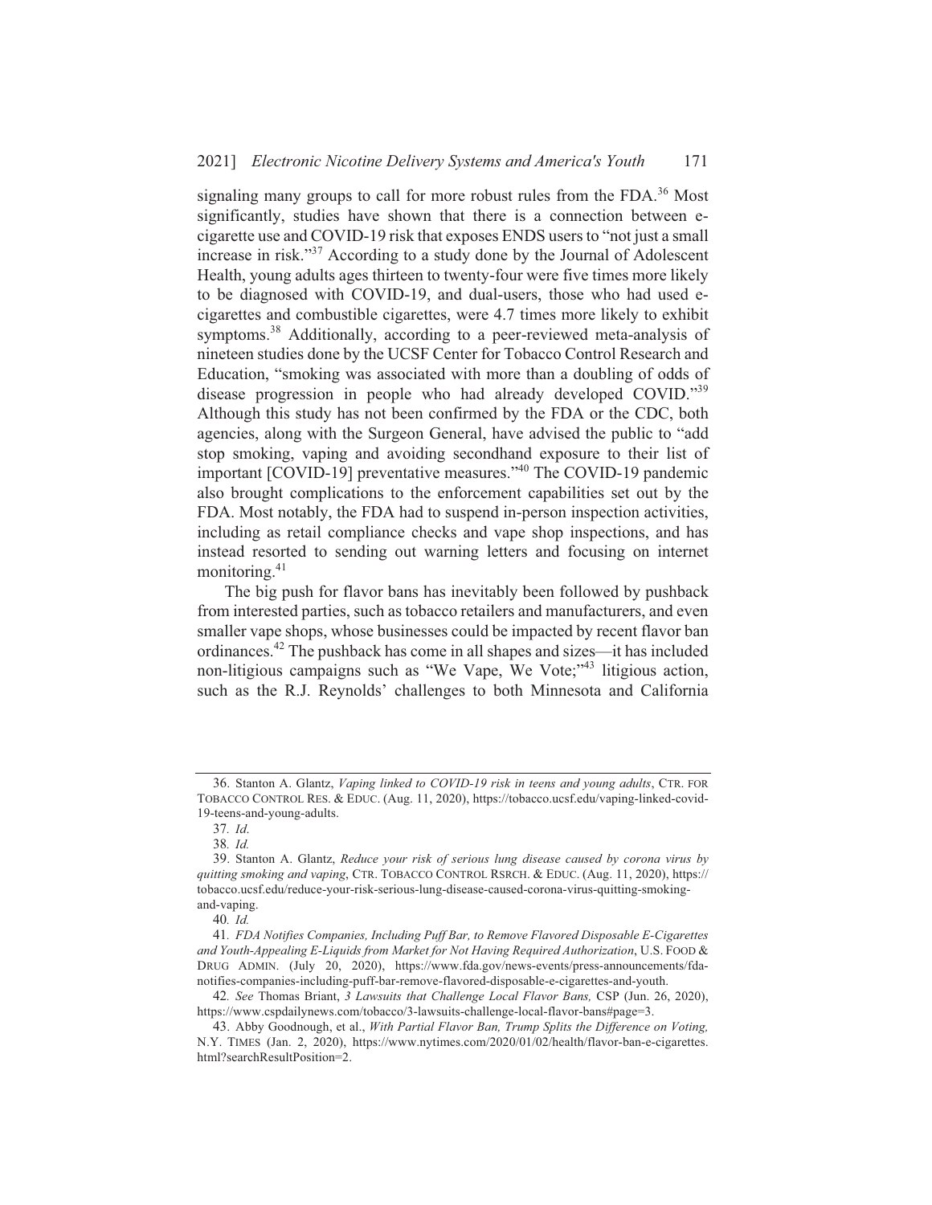signaling many groups to call for more robust rules from the FDA.[36] Most significantly, studies have shown that there is a connection between e-cigarette use and COVID-19 risk that exposes ENDS users to "not just a small increase in risk."[37] According to a study done by the Journal of Adolescent Health, young adults ages thirteen to twenty-four were five times more likely to be diagnosed with COVID-19, and dual-users, those who had used e-cigarettes and combustible cigarettes, were 4.7 times more likely to exhibit symptoms.[38] Additionally, according to a peer-reviewed meta-analysis of nineteen studies done by the UCSF Center for Tobacco Control Research and Education, "smoking was associated with more than a doubling of odds of disease progression in people who had already developed COVID."[39] Although this study has not been confirmed by the FDA or the CDC, both agencies, along with the Surgeon General, have advised the public to "add stop smoking, vaping and avoiding secondhand exposure to their list of important [COVID-19] preventative measures."[40] The COVID-19 pandemic also brought complications to the enforcement capabilities set out by the FDA. Most notably, the FDA had to suspend in-person inspection activities, including as retail compliance checks and vape shop inspections, and has instead resorted to sending out warning letters and focusing on internet monitoring.[41]

The big push for flavor bans has inevitably been followed by pushback from interested parties, such as tobacco retailers and manufacturers, and even smaller vape shops, whose businesses could be impacted by recent flavor ban ordinances.[42] The pushback has come in all shapes and sizes—it has included non-litigious campaigns such as "We Vape, We Vote;"[43] litigious action, such as the R.J. Reynolds' challenges to both Minnesota and California

---

36. Stanton A. Glantz, *Vaping linked to COVID-19 risk in teens and young adults*, CTR. FOR TOBACCO CONTROL RES. & EDUC. (Aug. 11, 2020), https://tobacco.ucsf.edu/vaping-linked-covid-19-teens-and-young-adults.

37. *Id.*

38. *Id.*

39. Stanton A. Glantz, *Reduce your risk of serious lung disease caused by corona virus by quitting smoking and vaping*, CTR. TOBACCO CONTROL RSRCH. & EDUC. (Aug. 11, 2020), https://tobacco.ucsf.edu/reduce-your-risk-serious-lung-disease-caused-corona-virus-quitting-smoking-and-vaping.

40. *Id.*

41. *FDA Notifies Companies, Including Puff Bar, to Remove Flavored Disposable E-Cigarettes and Youth-Appealing E-Liquids from Market for Not Having Required Authorization*, U.S. FOOD & DRUG ADMIN. (July 20, 2020), https://www.fda.gov/news-events/press-announcements/fda-notifies-companies-including-puff-bar-remove-flavored-disposable-e-cigarettes-and-youth.

42. *See* Thomas Briant, *3 Lawsuits that Challenge Local Flavor Bans,* CSP (Jun. 26, 2020), https://www.cspdailynews.com/tobacco/3-lawsuits-challenge-local-flavor-bans#page=3.

43. Abby Goodnough, et al., *With Partial Flavor Ban, Trump Splits the Difference on Voting,* N.Y. TIMES (Jan. 2, 2020), https://www.nytimes.com/2020/01/02/health/flavor-ban-e-cigarettes.html?searchResultPosition=2.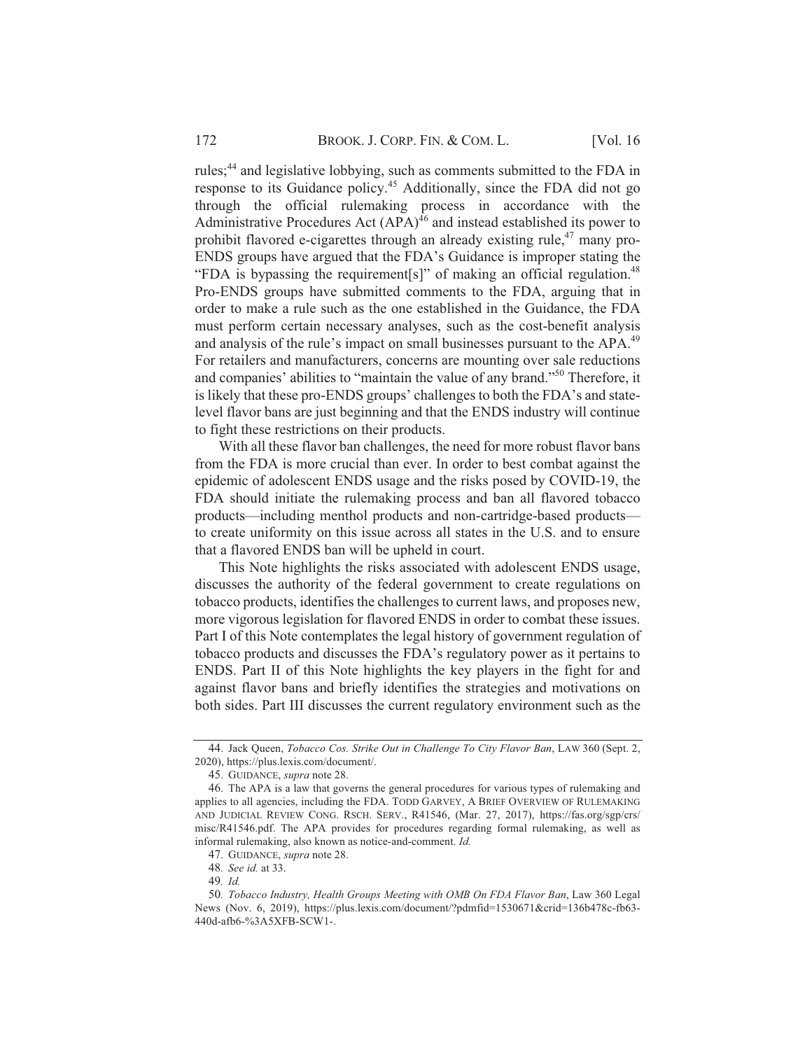rules;[44] and legislative lobbying, such as comments submitted to the FDA in response to its Guidance policy.[45] Additionally, since the FDA did not go through the official rulemaking process in accordance with the Administrative Procedures Act (APA)[46] and instead established its power to prohibit flavored e-cigarettes through an already existing rule,[47] many pro-ENDS groups have argued that the FDA's Guidance is improper stating the "FDA is bypassing the requirement[s]" of making an official regulation.[48] Pro-ENDS groups have submitted comments to the FDA, arguing that in order to make a rule such as the one established in the Guidance, the FDA must perform certain necessary analyses, such as the cost-benefit analysis and analysis of the rule's impact on small businesses pursuant to the APA.[49] For retailers and manufacturers, concerns are mounting over sale reductions and companies' abilities to "maintain the value of any brand."[50] Therefore, it is likely that these pro-ENDS groups' challenges to both the FDA's and state-level flavor bans are just beginning and that the ENDS industry will continue to fight these restrictions on their products.

With all these flavor ban challenges, the need for more robust flavor bans from the FDA is more crucial than ever. In order to best combat against the epidemic of adolescent ENDS usage and the risks posed by COVID-19, the FDA should initiate the rulemaking process and ban all flavored tobacco products—including menthol products and non-cartridge-based products—to create uniformity on this issue across all states in the U.S. and to ensure that a flavored ENDS ban will be upheld in court.

This Note highlights the risks associated with adolescent ENDS usage, discusses the authority of the federal government to create regulations on tobacco products, identifies the challenges to current laws, and proposes new, more vigorous legislation for flavored ENDS in order to combat these issues. Part I of this Note contemplates the legal history of government regulation of tobacco products and discusses the FDA's regulatory power as it pertains to ENDS. Part II of this Note highlights the key players in the fight for and against flavor bans and briefly identifies the strategies and motivations on both sides. Part III discusses the current regulatory environment such as the

---

44. Jack Queen, *Tobacco Cos. Strike Out in Challenge To City Flavor Ban*, LAW 360 (Sept. 2, 2020), https://plus.lexis.com/document/.

45. GUIDANCE, *supra* note 28.

46. The APA is a law that governs the general procedures for various types of rulemaking and applies to all agencies, including the FDA. TODD GARVEY, A BRIEF OVERVIEW OF RULEMAKING AND JUDICIAL REVIEW CONG. RSCH. SERV., R41546, (Mar. 27, 2017), https://fas.org/sgp/crs/misc/R41546.pdf. The APA provides for procedures regarding formal rulemaking, as well as informal rulemaking, also known as notice-and-comment. *Id.*

47. GUIDANCE, *supra* note 28.

48. *See id.* at 33.

49. *Id.*

50. *Tobacco Industry, Health Groups Meeting with OMB On FDA Flavor Ban*, Law 360 Legal News (Nov. 6, 2019), https://plus.lexis.com/document/?pdmfid=1530671&crid=136b478c-fb63-440d-afb6-%3A5XFB-SCW1-.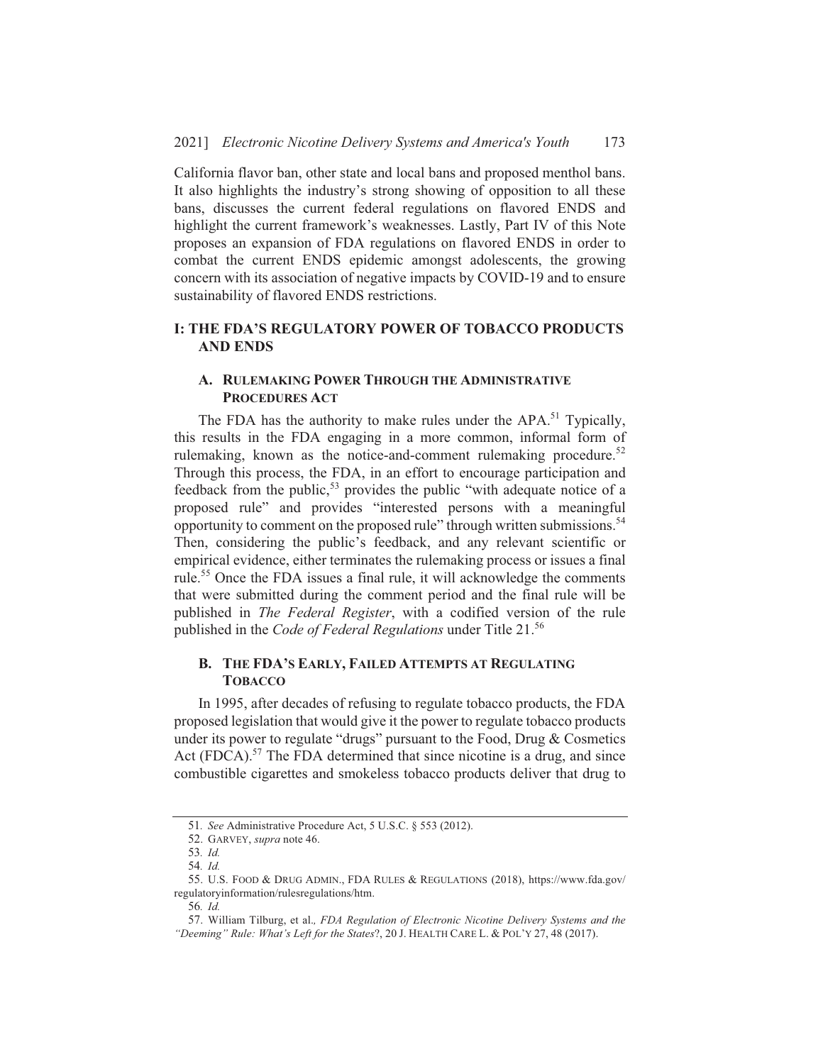California flavor ban, other state and local bans and proposed menthol bans. It also highlights the industry's strong showing of opposition to all these bans, discusses the current federal regulations on flavored ENDS and highlight the current framework's weaknesses. Lastly, Part IV of this Note proposes an expansion of FDA regulations on flavored ENDS in order to combat the current ENDS epidemic amongst adolescents, the growing concern with its association of negative impacts by COVID-19 and to ensure sustainability of flavored ENDS restrictions.

## I: THE FDA'S REGULATORY POWER OF TOBACCO PRODUCTS AND ENDS

### A. RULEMAKING POWER THROUGH THE ADMINISTRATIVE PROCEDURES ACT

The FDA has the authority to make rules under the APA.[51] Typically, this results in the FDA engaging in a more common, informal form of rulemaking, known as the notice-and-comment rulemaking procedure.[52] Through this process, the FDA, in an effort to encourage participation and feedback from the public,[53] provides the public "with adequate notice of a proposed rule" and provides "interested persons with a meaningful opportunity to comment on the proposed rule" through written submissions.[54] Then, considering the public's feedback, and any relevant scientific or empirical evidence, either terminates the rulemaking process or issues a final rule.[55] Once the FDA issues a final rule, it will acknowledge the comments that were submitted during the comment period and the final rule will be published in *The Federal Register*, with a codified version of the rule published in the *Code of Federal Regulations* under Title 21.[56]

### B. THE FDA'S EARLY, FAILED ATTEMPTS AT REGULATING TOBACCO

In 1995, after decades of refusing to regulate tobacco products, the FDA proposed legislation that would give it the power to regulate tobacco products under its power to regulate "drugs" pursuant to the Food, Drug & Cosmetics Act (FDCA).[57] The FDA determined that since nicotine is a drug, and since combustible cigarettes and smokeless tobacco products deliver that drug to

---

51. *See* Administrative Procedure Act, 5 U.S.C. § 553 (2012).

52. GARVEY, *supra* note 46.

53. *Id.*

54. *Id.*

55. U.S. FOOD & DRUG ADMIN., FDA RULES & REGULATIONS (2018), https://www.fda.gov/regulatoryinformation/rulesregulations/htm.

56. *Id.*

57. William Tilburg, et al., *FDA Regulation of Electronic Nicotine Delivery Systems and the "Deeming" Rule: What's Left for the States*?, 20 J. HEALTH CARE L. & POL'Y 27, 48 (2017).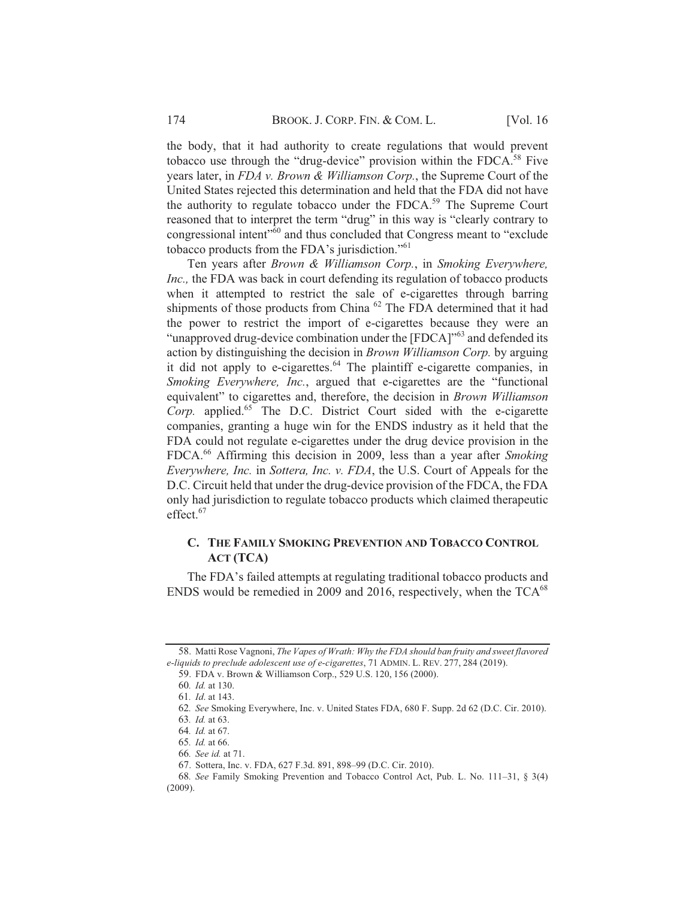the body, that it had authority to create regulations that would prevent tobacco use through the "drug-device" provision within the FDCA.[58] Five years later, in *FDA v. Brown & Williamson Corp.*, the Supreme Court of the United States rejected this determination and held that the FDA did not have the authority to regulate tobacco under the FDCA.[59] The Supreme Court reasoned that to interpret the term "drug" in this way is "clearly contrary to congressional intent"[60] and thus concluded that Congress meant to "exclude tobacco products from the FDA's jurisdiction."[61]

Ten years after *Brown & Williamson Corp.*, in *Smoking Everywhere, Inc.,* the FDA was back in court defending its regulation of tobacco products when it attempted to restrict the sale of e-cigarettes through barring shipments of those products from China [62] The FDA determined that it had the power to restrict the import of e-cigarettes because they were an "unapproved drug-device combination under the [FDCA]"[63] and defended its action by distinguishing the decision in *Brown Williamson Corp.* by arguing it did not apply to e-cigarettes.[64] The plaintiff e-cigarette companies, in *Smoking Everywhere, Inc.*, argued that e-cigarettes are the "functional equivalent" to cigarettes and, therefore, the decision in *Brown Williamson Corp.* applied.[65] The D.C. District Court sided with the e-cigarette companies, granting a huge win for the ENDS industry as it held that the FDA could not regulate e-cigarettes under the drug device provision in the FDCA.[66] Affirming this decision in 2009, less than a year after *Smoking Everywhere, Inc.* in *Sottera, Inc. v. FDA*, the U.S. Court of Appeals for the D.C. Circuit held that under the drug-device provision of the FDCA, the FDA only had jurisdiction to regulate tobacco products which claimed therapeutic effect.[67]

### C. THE FAMILY SMOKING PREVENTION AND TOBACCO CONTROL ACT (TCA)

The FDA's failed attempts at regulating traditional tobacco products and ENDS would be remedied in 2009 and 2016, respectively, when the TCA[68]

---

58. Matti Rose Vagnoni, *The Vapes of Wrath: Why the FDA should ban fruity and sweet flavored e-liquids to preclude adolescent use of e-cigarettes*, 71 ADMIN. L. REV. 277, 284 (2019).

59. FDA v. Brown & Williamson Corp., 529 U.S. 120, 156 (2000).

60. *Id.* at 130.

61. *Id.* at 143.

62. *See* Smoking Everywhere, Inc. v. United States FDA, 680 F. Supp. 2d 62 (D.C. Cir. 2010).

63. *Id.* at 63.

64. *Id.* at 67.

65. *Id.* at 66.

66. *See id.* at 71.

67. Sottera, Inc. v. FDA, 627 F.3d. 891, 898–99 (D.C. Cir. 2010).

68. *See* Family Smoking Prevention and Tobacco Control Act, Pub. L. No. 111–31, § 3(4) (2009).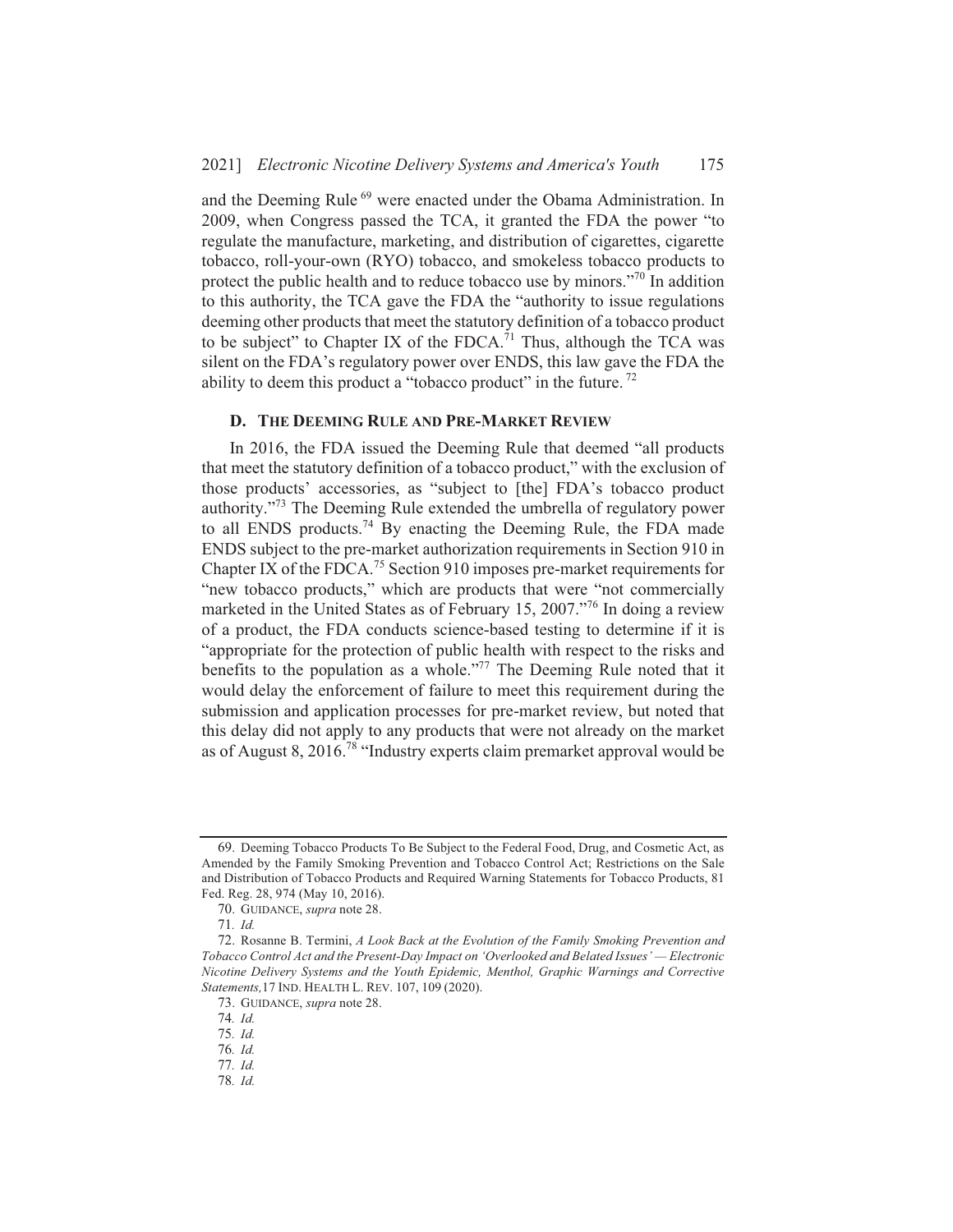and the Deeming Rule [69] were enacted under the Obama Administration. In 2009, when Congress passed the TCA, it granted the FDA the power "to regulate the manufacture, marketing, and distribution of cigarettes, cigarette tobacco, roll-your-own (RYO) tobacco, and smokeless tobacco products to protect the public health and to reduce tobacco use by minors."[70] In addition to this authority, the TCA gave the FDA the "authority to issue regulations deeming other products that meet the statutory definition of a tobacco product to be subject" to Chapter IX of the FDCA.[71] Thus, although the TCA was silent on the FDA's regulatory power over ENDS, this law gave the FDA the ability to deem this product a "tobacco product" in the future. [72]

### D. The Deeming Rule and Pre-Market Review

In 2016, the FDA issued the Deeming Rule that deemed "all products that meet the statutory definition of a tobacco product," with the exclusion of those products' accessories, as "subject to [the] FDA's tobacco product authority."[73] The Deeming Rule extended the umbrella of regulatory power to all ENDS products.[74] By enacting the Deeming Rule, the FDA made ENDS subject to the pre-market authorization requirements in Section 910 in Chapter IX of the FDCA.[75] Section 910 imposes pre-market requirements for "new tobacco products," which are products that were "not commercially marketed in the United States as of February 15, 2007."[76] In doing a review of a product, the FDA conducts science-based testing to determine if it is "appropriate for the protection of public health with respect to the risks and benefits to the population as a whole."[77] The Deeming Rule noted that it would delay the enforcement of failure to meet this requirement during the submission and application processes for pre-market review, but noted that this delay did not apply to any products that were not already on the market as of August 8, 2016.[78] "Industry experts claim premarket approval would be

---

69. Deeming Tobacco Products To Be Subject to the Federal Food, Drug, and Cosmetic Act, as Amended by the Family Smoking Prevention and Tobacco Control Act; Restrictions on the Sale and Distribution of Tobacco Products and Required Warning Statements for Tobacco Products, 81 Fed. Reg. 28, 974 (May 10, 2016).

70. GUIDANCE, *supra* note 28.

71. *Id.*

72. Rosanne B. Termini, *A Look Back at the Evolution of the Family Smoking Prevention and Tobacco Control Act and the Present-Day Impact on 'Overlooked and Belated Issues' — Electronic Nicotine Delivery Systems and the Youth Epidemic, Menthol, Graphic Warnings and Corrective Statements,* 17 IND. HEALTH L. REV. 107, 109 (2020).

73. GUIDANCE, *supra* note 28.

74. *Id.*

75. *Id.*

76. *Id.*

77. *Id.*

78. *Id.*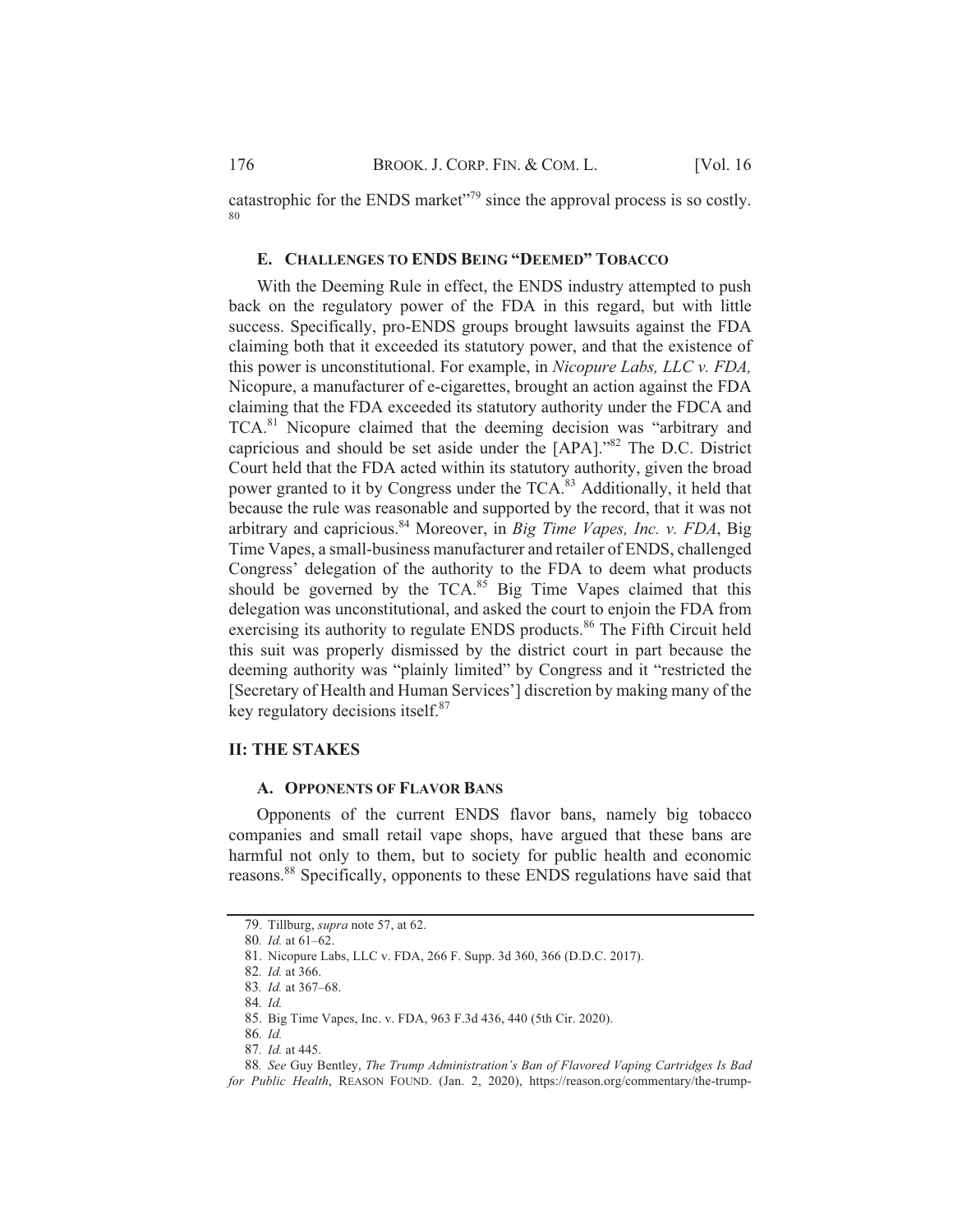catastrophic for the ENDS market"[79] since the approval process is so costly.[80]

### E. Challenges to ENDS Being "Deemed" Tobacco

With the Deeming Rule in effect, the ENDS industry attempted to push back on the regulatory power of the FDA in this regard, but with little success. Specifically, pro-ENDS groups brought lawsuits against the FDA claiming both that it exceeded its statutory power, and that the existence of this power is unconstitutional. For example, in *Nicopure Labs, LLC v. FDA,* Nicopure, a manufacturer of e-cigarettes, brought an action against the FDA claiming that the FDA exceeded its statutory authority under the FDCA and TCA.[81] Nicopure claimed that the deeming decision was "arbitrary and capricious and should be set aside under the [APA]."[82] The D.C. District Court held that the FDA acted within its statutory authority, given the broad power granted to it by Congress under the TCA.[83] Additionally, it held that because the rule was reasonable and supported by the record, that it was not arbitrary and capricious.[84] Moreover, in *Big Time Vapes, Inc. v. FDA*, Big Time Vapes, a small-business manufacturer and retailer of ENDS, challenged Congress' delegation of the authority to the FDA to deem what products should be governed by the TCA.[85] Big Time Vapes claimed that this delegation was unconstitutional, and asked the court to enjoin the FDA from exercising its authority to regulate ENDS products.[86] The Fifth Circuit held this suit was properly dismissed by the district court in part because the deeming authority was "plainly limited" by Congress and it "restricted the [Secretary of Health and Human Services'] discretion by making many of the key regulatory decisions itself.[87]

## II: THE STAKES

### A. Opponents of Flavor Bans

Opponents of the current ENDS flavor bans, namely big tobacco companies and small retail vape shops, have argued that these bans are harmful not only to them, but to society for public health and economic reasons.[88] Specifically, opponents to these ENDS regulations have said that

---

79. Tillburg, *supra* note 57, at 62.

80. *Id.* at 61–62.

81. Nicopure Labs, LLC v. FDA, 266 F. Supp. 3d 360, 366 (D.D.C. 2017).

82. *Id.* at 366.

83. *Id.* at 367–68.

84. *Id.*

85. Big Time Vapes, Inc. v. FDA, 963 F.3d 436, 440 (5th Cir. 2020).

86. *Id.*

87. *Id.* at 445.

88. *See* Guy Bentley, *The Trump Administration's Ban of Flavored Vaping Cartridges Is Bad for Public Health*, REASON FOUND. (Jan. 2, 2020), https://reason.org/commentary/the-trump-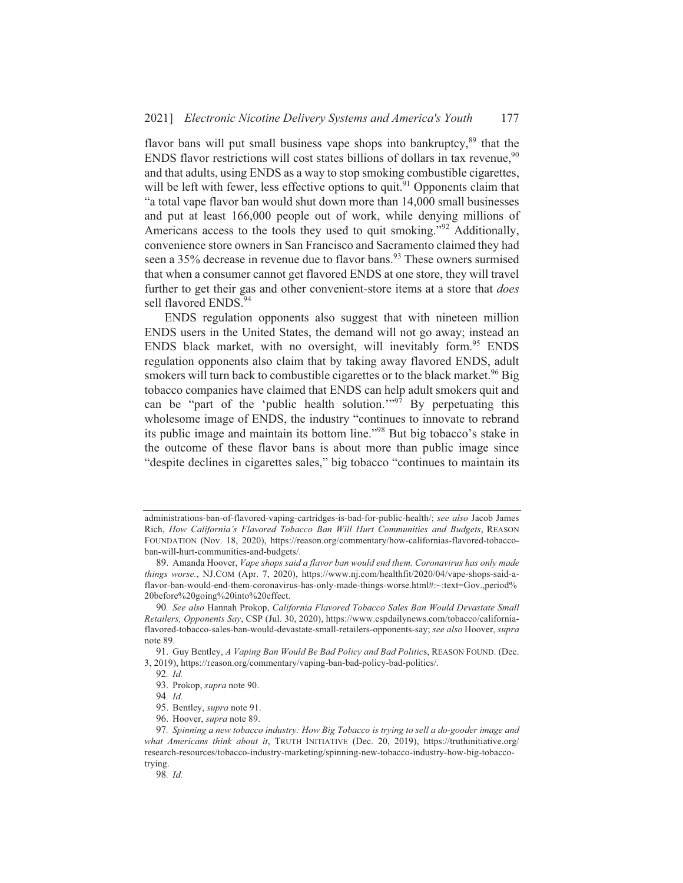flavor bans will put small business vape shops into bankruptcy,[89] that the ENDS flavor restrictions will cost states billions of dollars in tax revenue,[90] and that adults, using ENDS as a way to stop smoking combustible cigarettes, will be left with fewer, less effective options to quit.[91] Opponents claim that "a total vape flavor ban would shut down more than 14,000 small businesses and put at least 166,000 people out of work, while denying millions of Americans access to the tools they used to quit smoking."[92] Additionally, convenience store owners in San Francisco and Sacramento claimed they had seen a 35% decrease in revenue due to flavor bans.[93] These owners surmised that when a consumer cannot get flavored ENDS at one store, they will travel further to get their gas and other convenient-store items at a store that *does* sell flavored ENDS.[94]

ENDS regulation opponents also suggest that with nineteen million ENDS users in the United States, the demand will not go away; instead an ENDS black market, with no oversight, will inevitably form.[95] ENDS regulation opponents also claim that by taking away flavored ENDS, adult smokers will turn back to combustible cigarettes or to the black market.[96] Big tobacco companies have claimed that ENDS can help adult smokers quit and can be "part of the 'public health solution.'"[97] By perpetuating this wholesome image of ENDS, the industry "continues to innovate to rebrand its public image and maintain its bottom line."[98] But big tobacco's stake in the outcome of these flavor bans is about more than public image since "despite declines in cigarettes sales," big tobacco "continues to maintain its

---

administrations-ban-of-flavored-vaping-cartridges-is-bad-for-public-health/; *see also* Jacob James Rich, *How California's Flavored Tobacco Ban Will Hurt Communities and Budgets*, REASON FOUNDATION (Nov. 18, 2020), https://reason.org/commentary/how-californias-flavored-tobacco-ban-will-hurt-communities-and-budgets/.

89. Amanda Hoover, *Vape shops said a flavor ban would end them. Coronavirus has only made things worse.*, NJ.COM (Apr. 7, 2020), https://www.nj.com/healthfit/2020/04/vape-shops-said-a-flavor-ban-would-end-them-coronavirus-has-only-made-things-worse.html#:~:text=Gov.,period%20before%20going%20into%20effect.

90. *See also* Hannah Prokop, *California Flavored Tobacco Sales Ban Would Devastate Small Retailers, Opponents Say*, CSP (Jul. 30, 2020), https://www.cspdailynews.com/tobacco/california-flavored-tobacco-sales-ban-would-devastate-small-retailers-opponents-say; *see also* Hoover, *supra* note 89.

91. Guy Bentley, *A Vaping Ban Would Be Bad Policy and Bad Politics*, REASON FOUND. (Dec. 3, 2019), https://reason.org/commentary/vaping-ban-bad-policy-bad-politics/.

92. *Id.*

93. Prokop, *supra* note 90.

94. *Id.*

95. Bentley, *supra* note 91.

96. Hoover, *supra* note 89.

97. *Spinning a new tobacco industry: How Big Tobacco is trying to sell a do-gooder image and what Americans think about it*, TRUTH INITIATIVE (Dec. 20, 2019), https://truthinitiative.org/research-resources/tobacco-industry-marketing/spinning-new-tobacco-industry-how-big-tobacco-trying.

98. *Id.*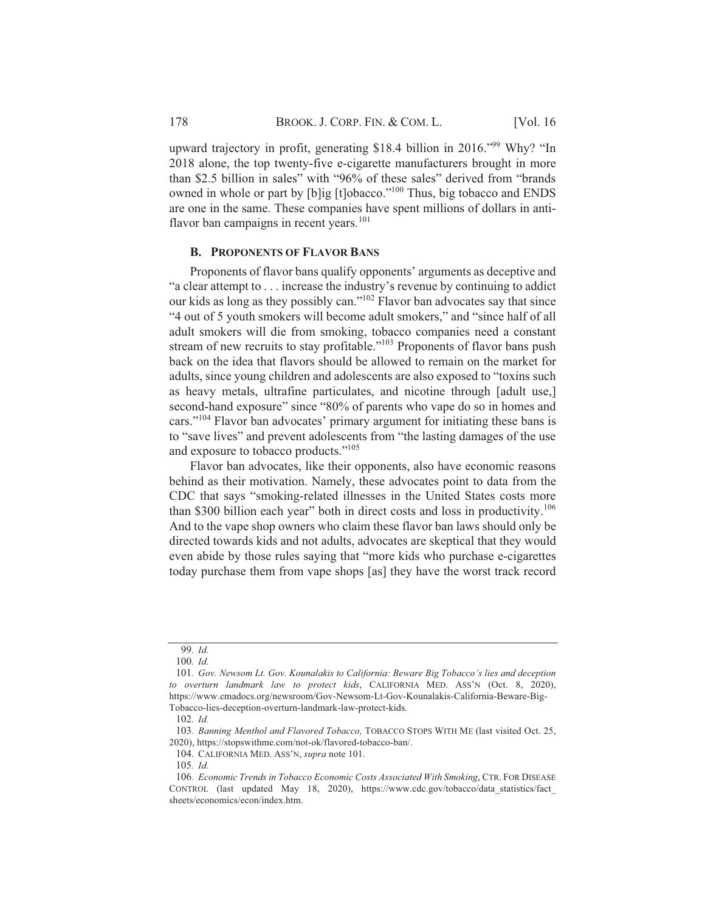upward trajectory in profit, generating $18.4 billion in 2016."[99] Why? "In 2018 alone, the top twenty-five e-cigarette manufacturers brought in more than $2.5 billion in sales" with "96% of these sales" derived from "brands owned in whole or part by [b]ig [t]obacco."[100] Thus, big tobacco and ENDS are one in the same. These companies have spent millions of dollars in anti-flavor ban campaigns in recent years.[101]

### B. PROPONENTS OF FLAVOR BANS

Proponents of flavor bans qualify opponents' arguments as deceptive and "a clear attempt to . . . increase the industry's revenue by continuing to addict our kids as long as they possibly can."[102] Flavor ban advocates say that since "4 out of 5 youth smokers will become adult smokers," and "since half of all adult smokers will die from smoking, tobacco companies need a constant stream of new recruits to stay profitable."[103] Proponents of flavor bans push back on the idea that flavors should be allowed to remain on the market for adults, since young children and adolescents are also exposed to "toxins such as heavy metals, ultrafine particulates, and nicotine through [adult use,] second-hand exposure" since "80% of parents who vape do so in homes and cars."[104] Flavor ban advocates' primary argument for initiating these bans is to "save lives" and prevent adolescents from "the lasting damages of the use and exposure to tobacco products."[105]

Flavor ban advocates, like their opponents, also have economic reasons behind as their motivation. Namely, these advocates point to data from the CDC that says "smoking-related illnesses in the United States costs more than $300 billion each year" both in direct costs and loss in productivity.[106] And to the vape shop owners who claim these flavor ban laws should only be directed towards kids and not adults, advocates are skeptical that they would even abide by those rules saying that "more kids who purchase e-cigarettes today purchase them from vape shops [as] they have the worst track record

---

99. *Id.*

100. *Id.*

101. *Gov. Newsom Lt. Gov. Kounalakis to California: Beware Big Tobacco's lies and deception to overturn landmark law to protect kids*, CALIFORNIA MED. ASS'N (Oct. 8, 2020), https://www.cmadocs.org/newsroom/Gov-Newsom-Lt-Gov-Kounalakis-California-Beware-Big-Tobacco-lies-deception-overturn-landmark-law-protect-kids.

102. *Id.*

103. *Banning Menthol and Flavored Tobacco,* TOBACCO STOPS WITH ME (last visited Oct. 25, 2020), https://stopswithme.com/not-ok/flavored-tobacco-ban/.

104. CALIFORNIA MED. ASS'N, *supra* note 101.

105. *Id.*

106. *Economic Trends in Tobacco Economic Costs Associated With Smoking*, CTR. FOR DISEASE CONTROL (last updated May 18, 2020), https://www.cdc.gov/tobacco/data_statistics/fact_sheets/economics/econ/index.htm.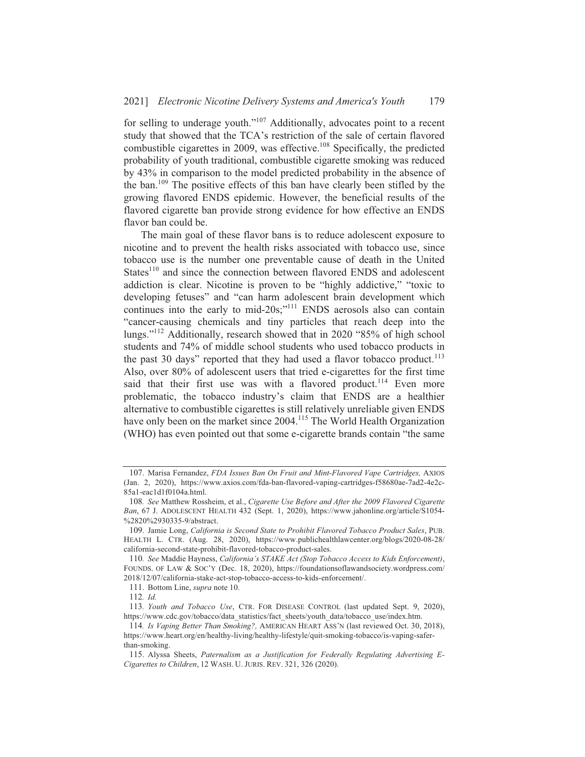for selling to underage youth."[107] Additionally, advocates point to a recent study that showed that the TCA's restriction of the sale of certain flavored combustible cigarettes in 2009, was effective.[108] Specifically, the predicted probability of youth traditional, combustible cigarette smoking was reduced by 43% in comparison to the model predicted probability in the absence of the ban.[109] The positive effects of this ban have clearly been stifled by the growing flavored ENDS epidemic. However, the beneficial results of the flavored cigarette ban provide strong evidence for how effective an ENDS flavor ban could be.

The main goal of these flavor bans is to reduce adolescent exposure to nicotine and to prevent the health risks associated with tobacco use, since tobacco use is the number one preventable cause of death in the United States[110] and since the connection between flavored ENDS and adolescent addiction is clear. Nicotine is proven to be "highly addictive," "toxic to developing fetuses" and "can harm adolescent brain development which continues into the early to mid-20s;"[111] ENDS aerosols also can contain "cancer-causing chemicals and tiny particles that reach deep into the lungs."[112] Additionally, research showed that in 2020 "85% of high school students and 74% of middle school students who used tobacco products in the past 30 days" reported that they had used a flavor tobacco product.[113] Also, over 80% of adolescent users that tried e-cigarettes for the first time said that their first use was with a flavored product.[114] Even more problematic, the tobacco industry's claim that ENDS are a healthier alternative to combustible cigarettes is still relatively unreliable given ENDS have only been on the market since 2004.[115] The World Health Organization (WHO) has even pointed out that some e-cigarette brands contain "the same

---

107. Marisa Fernandez, *FDA Issues Ban On Fruit and Mint-Flavored Vape Cartridges,* AXIOS (Jan. 2, 2020), https://www.axios.com/fda-ban-flavored-vaping-cartridges-f58680ae-7ad2-4e2c-85a1-eac1d1f0104a.html.

108. *See* Matthew Rossheim, et al., *Cigarette Use Before and After the 2009 Flavored Cigarette Ban*, 67 J. ADOLESCENT HEALTH 432 (Sept. 1, 2020), https://www.jahonline.org/article/S1054-%2820%2930335-9/abstract.

109. Jamie Long, *California is Second State to Prohibit Flavored Tobacco Product Sales*, PUB. HEALTH L. CTR. (Aug. 28, 2020), https://www.publichealthlawcenter.org/blogs/2020-08-28/california-second-state-prohibit-flavored-tobacco-product-sales.

110. *See* Maddie Hayness, *California's STAKE Act (Stop Tobacco Access to Kids Enforcement)*, FOUNDS. OF LAW & SOC'Y (Dec. 18, 2020), https://foundationsoflawandsociety.wordpress.com/2018/12/07/california-stake-act-stop-tobacco-access-to-kids-enforcement/.

111. Bottom Line, *supra* note 10.

112. *Id.*

113. *Youth and Tobacco Use*, CTR. FOR DISEASE CONTROL (last updated Sept. 9, 2020), https://www.cdc.gov/tobacco/data_statistics/fact_sheets/youth_data/tobacco_use/index.htm.

114. *Is Vaping Better Than Smoking?,* AMERICAN HEART ASS'N (last reviewed Oct. 30, 2018), https://www.heart.org/en/healthy-living/healthy-lifestyle/quit-smoking-tobacco/is-vaping-safer-than-smoking.

115. Alyssa Sheets, *Paternalism as a Justification for Federally Regulating Advertising E-Cigarettes to Children*, 12 WASH. U. JURIS. REV. 321, 326 (2020).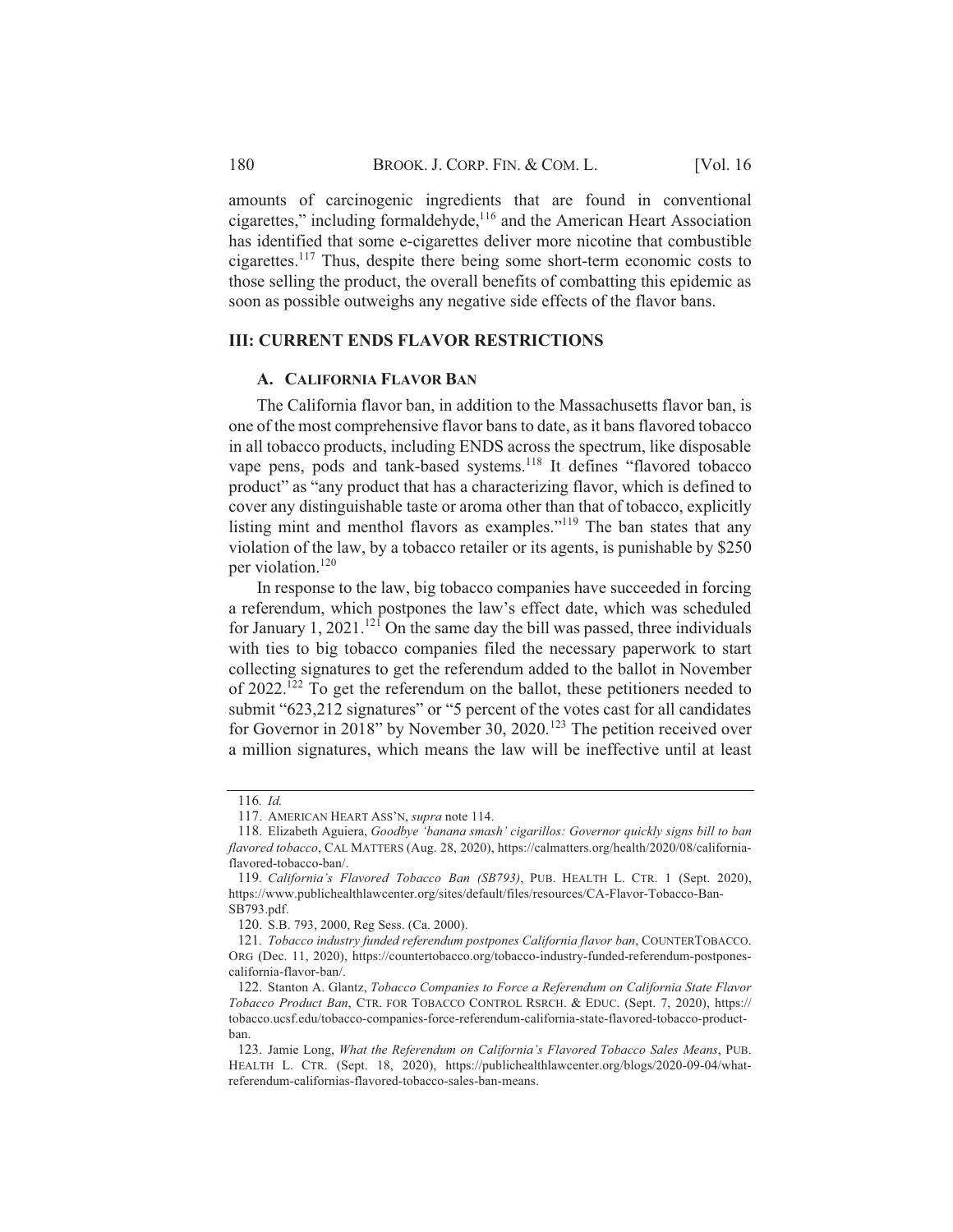amounts of carcinogenic ingredients that are found in conventional cigarettes," including formaldehyde,[116] and the American Heart Association has identified that some e-cigarettes deliver more nicotine that combustible cigarettes.[117] Thus, despite there being some short-term economic costs to those selling the product, the overall benefits of combatting this epidemic as soon as possible outweighs any negative side effects of the flavor bans.

## III: CURRENT ENDS FLAVOR RESTRICTIONS

### A. CALIFORNIA FLAVOR BAN

The California flavor ban, in addition to the Massachusetts flavor ban, is one of the most comprehensive flavor bans to date, as it bans flavored tobacco in all tobacco products, including ENDS across the spectrum, like disposable vape pens, pods and tank-based systems.[118] It defines "flavored tobacco product" as "any product that has a characterizing flavor, which is defined to cover any distinguishable taste or aroma other than that of tobacco, explicitly listing mint and menthol flavors as examples."[119] The ban states that any violation of the law, by a tobacco retailer or its agents, is punishable by $250 per violation.[120]

In response to the law, big tobacco companies have succeeded in forcing a referendum, which postpones the law's effect date, which was scheduled for January 1, 2021.[121] On the same day the bill was passed, three individuals with ties to big tobacco companies filed the necessary paperwork to start collecting signatures to get the referendum added to the ballot in November of 2022.[122] To get the referendum on the ballot, these petitioners needed to submit "623,212 signatures" or "5 percent of the votes cast for all candidates for Governor in 2018" by November 30, 2020.[123] The petition received over a million signatures, which means the law will be ineffective until at least

---

116. *Id.*

117. AMERICAN HEART ASS'N, *supra* note 114.

118. Elizabeth Aguiera, *Goodbye 'banana smash' cigarillos: Governor quickly signs bill to ban flavored tobacco*, CAL MATTERS (Aug. 28, 2020), https://calmatters.org/health/2020/08/california-flavored-tobacco-ban/.

119. *California's Flavored Tobacco Ban (SB793)*, PUB. HEALTH L. CTR. 1 (Sept. 2020), https://www.publichealthlawcenter.org/sites/default/files/resources/CA-Flavor-Tobacco-Ban-SB793.pdf.

120. S.B. 793, 2000, Reg Sess. (Ca. 2000).

121. *Tobacco industry funded referendum postpones California flavor ban*, COUNTERTOBACCO.ORG (Dec. 11, 2020), https://countertobacco.org/tobacco-industry-funded-referendum-postpones-california-flavor-ban/.

122. Stanton A. Glantz, *Tobacco Companies to Force a Referendum on California State Flavor Tobacco Product Ban*, CTR. FOR TOBACCO CONTROL RSRCH. & EDUC. (Sept. 7, 2020), https://tobacco.ucsf.edu/tobacco-companies-force-referendum-california-state-flavored-tobacco-product-ban.

123. Jamie Long, *What the Referendum on California's Flavored Tobacco Sales Means*, PUB. HEALTH L. CTR. (Sept. 18, 2020), https://publichealthlawcenter.org/blogs/2020-09-04/what-referendum-californias-flavored-tobacco-sales-ban-means.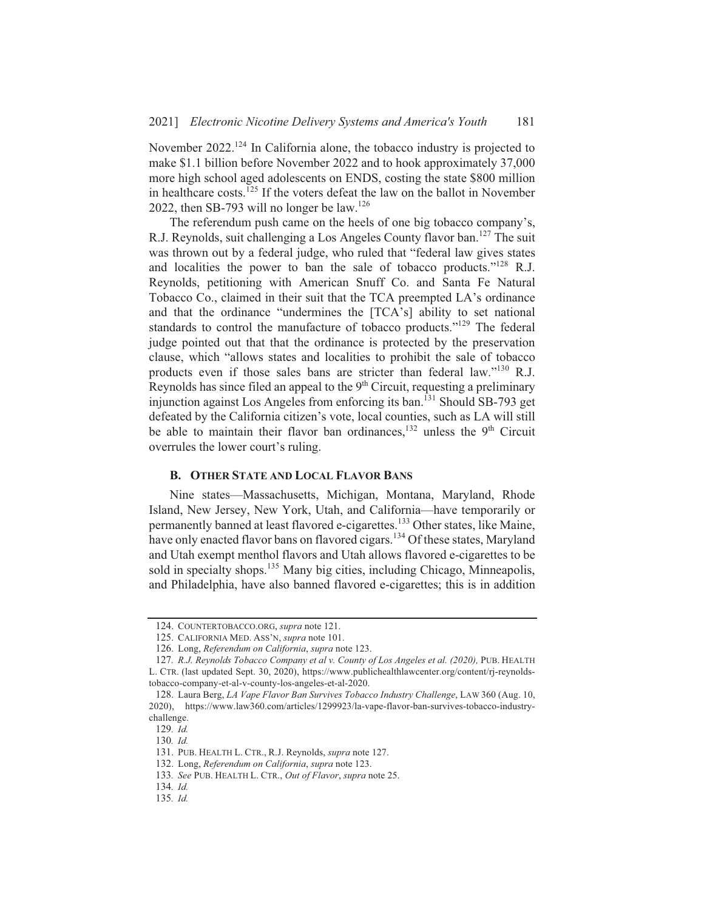November 2022.[124] In California alone, the tobacco industry is projected to make \$1.1 billion before November 2022 and to hook approximately 37,000 more high school aged adolescents on ENDS, costing the state \$800 million in healthcare costs.[125] If the voters defeat the law on the ballot in November 2022, then SB-793 will no longer be law.[126]

The referendum push came on the heels of one big tobacco company's, R.J. Reynolds, suit challenging a Los Angeles County flavor ban.[127] The suit was thrown out by a federal judge, who ruled that "federal law gives states and localities the power to ban the sale of tobacco products."[128] R.J. Reynolds, petitioning with American Snuff Co. and Santa Fe Natural Tobacco Co., claimed in their suit that the TCA preempted LA's ordinance and that the ordinance "undermines the [TCA's] ability to set national standards to control the manufacture of tobacco products."[129] The federal judge pointed out that that the ordinance is protected by the preservation clause, which "allows states and localities to prohibit the sale of tobacco products even if those sales bans are stricter than federal law."[130] R.J. Reynolds has since filed an appeal to the 9th Circuit, requesting a preliminary injunction against Los Angeles from enforcing its ban.[131] Should SB-793 get defeated by the California citizen's vote, local counties, such as LA will still be able to maintain their flavor ban ordinances,[132] unless the 9th Circuit overrules the lower court's ruling.

### B. Other State and Local Flavor Bans

Nine states—Massachusetts, Michigan, Montana, Maryland, Rhode Island, New Jersey, New York, Utah, and California—have temporarily or permanently banned at least flavored e-cigarettes.[133] Other states, like Maine, have only enacted flavor bans on flavored cigars.[134] Of these states, Maryland and Utah exempt menthol flavors and Utah allows flavored e-cigarettes to be sold in specialty shops.[135] Many big cities, including Chicago, Minneapolis, and Philadelphia, have also banned flavored e-cigarettes; this is in addition

---

124. COUNTERTOBACCO.ORG, *supra* note 121.

125. CALIFORNIA MED. ASS'N, *supra* note 101.

126. Long, *Referendum on California*, *supra* note 123.

127. *R.J. Reynolds Tobacco Company et al v. County of Los Angeles et al. (2020),* PUB. HEALTH L. CTR. (last updated Sept. 30, 2020), https://www.publichealthlawcenter.org/content/rj-reynolds-tobacco-company-et-al-v-county-los-angeles-et-al-2020.

128. Laura Berg, *LA Vape Flavor Ban Survives Tobacco Industry Challenge*, LAW 360 (Aug. 10, 2020), https://www.law360.com/articles/1299923/la-vape-flavor-ban-survives-tobacco-industry-challenge.

129. *Id.*

130. *Id.*

131. PUB. HEALTH L. CTR., R.J. Reynolds, *supra* note 127.

132. Long, *Referendum on California*, *supra* note 123.

133. *See* PUB. HEALTH L. CTR., *Out of Flavor*, *supra* note 25.

134. *Id.*

135. *Id.*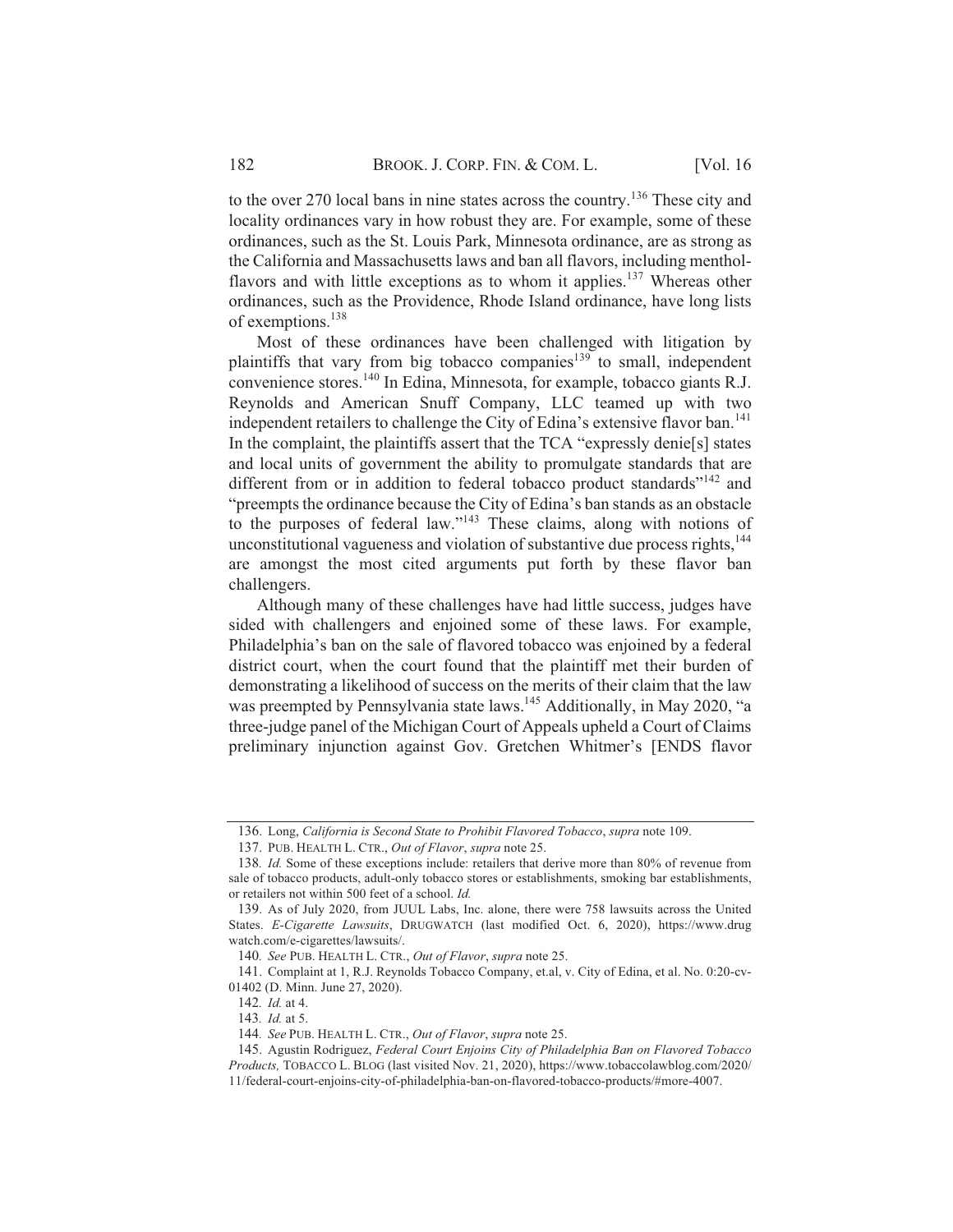to the over 270 local bans in nine states across the country.[136] These city and locality ordinances vary in how robust they are. For example, some of these ordinances, such as the St. Louis Park, Minnesota ordinance, are as strong as the California and Massachusetts laws and ban all flavors, including menthol-flavors and with little exceptions as to whom it applies.[137] Whereas other ordinances, such as the Providence, Rhode Island ordinance, have long lists of exemptions.[138]

Most of these ordinances have been challenged with litigation by plaintiffs that vary from big tobacco companies[139] to small, independent convenience stores.[140] In Edina, Minnesota, for example, tobacco giants R.J. Reynolds and American Snuff Company, LLC teamed up with two independent retailers to challenge the City of Edina's extensive flavor ban.[141] In the complaint, the plaintiffs assert that the TCA "expressly denie[s] states and local units of government the ability to promulgate standards that are different from or in addition to federal tobacco product standards"[142] and "preempts the ordinance because the City of Edina's ban stands as an obstacle to the purposes of federal law."[143] These claims, along with notions of unconstitutional vagueness and violation of substantive due process rights,[144] are amongst the most cited arguments put forth by these flavor ban challengers.

Although many of these challenges have had little success, judges have sided with challengers and enjoined some of these laws. For example, Philadelphia's ban on the sale of flavored tobacco was enjoined by a federal district court, when the court found that the plaintiff met their burden of demonstrating a likelihood of success on the merits of their claim that the law was preempted by Pennsylvania state laws.[145] Additionally, in May 2020, "a three-judge panel of the Michigan Court of Appeals upheld a Court of Claims preliminary injunction against Gov. Gretchen Whitmer's [ENDS flavor

---

136. Long, *California is Second State to Prohibit Flavored Tobacco*, *supra* note 109.

137. PUB. HEALTH L. CTR., *Out of Flavor*, *supra* note 25.

138. *Id.* Some of these exceptions include: retailers that derive more than 80% of revenue from sale of tobacco products, adult-only tobacco stores or establishments, smoking bar establishments, or retailers not within 500 feet of a school. *Id.*

139. As of July 2020, from JUUL Labs, Inc. alone, there were 758 lawsuits across the United States. *E-Cigarette Lawsuits*, DRUGWATCH (last modified Oct. 6, 2020), https://www.drugwatch.com/e-cigarettes/lawsuits/.

140. *See* PUB. HEALTH L. CTR., *Out of Flavor*, *supra* note 25.

141. Complaint at 1, R.J. Reynolds Tobacco Company, et.al, v. City of Edina, et al. No. 0:20-cv-01402 (D. Minn. June 27, 2020).

142. *Id.* at 4.

143. *Id.* at 5.

144. *See* PUB. HEALTH L. CTR., *Out of Flavor*, *supra* note 25.

145. Agustin Rodriguez, *Federal Court Enjoins City of Philadelphia Ban on Flavored Tobacco Products,* TOBACCO L. BLOG (last visited Nov. 21, 2020), https://www.tobaccolawblog.com/2020/11/federal-court-enjoins-city-of-philadelphia-ban-on-flavored-tobacco-products/#more-4007.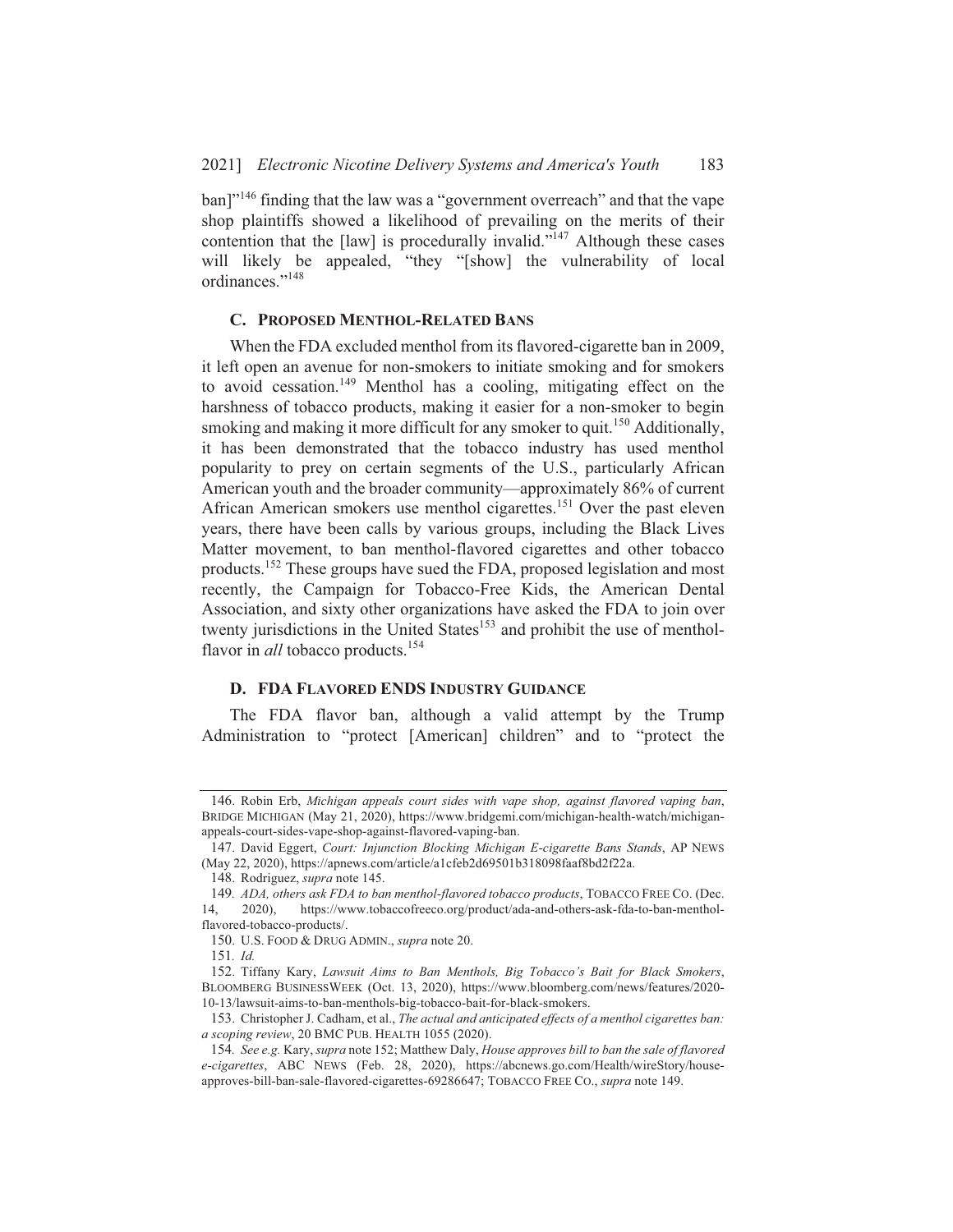ban]"[146] finding that the law was a "government overreach" and that the vape shop plaintiffs showed a likelihood of prevailing on the merits of their contention that the [law] is procedurally invalid."[147] Although these cases will likely be appealed, "they "[show] the vulnerability of local ordinances."[148]

### C. PROPOSED MENTHOL-RELATED BANS

When the FDA excluded menthol from its flavored-cigarette ban in 2009, it left open an avenue for non-smokers to initiate smoking and for smokers to avoid cessation.[149] Menthol has a cooling, mitigating effect on the harshness of tobacco products, making it easier for a non-smoker to begin smoking and making it more difficult for any smoker to quit.[150] Additionally, it has been demonstrated that the tobacco industry has used menthol popularity to prey on certain segments of the U.S., particularly African American youth and the broader community—approximately 86% of current African American smokers use menthol cigarettes.[151] Over the past eleven years, there have been calls by various groups, including the Black Lives Matter movement, to ban menthol-flavored cigarettes and other tobacco products.[152] These groups have sued the FDA, proposed legislation and most recently, the Campaign for Tobacco-Free Kids, the American Dental Association, and sixty other organizations have asked the FDA to join over twenty jurisdictions in the United States[153] and prohibit the use of menthol-flavor in *all* tobacco products.[154]

### D. FDA FLAVORED ENDS INDUSTRY GUIDANCE

The FDA flavor ban, although a valid attempt by the Trump Administration to "protect [American] children" and to "protect the

---

146. Robin Erb, *Michigan appeals court sides with vape shop, against flavored vaping ban*, BRIDGE MICHIGAN (May 21, 2020), https://www.bridgemi.com/michigan-health-watch/michigan-appeals-court-sides-vape-shop-against-flavored-vaping-ban.

147. David Eggert, *Court: Injunction Blocking Michigan E-cigarette Bans Stands*, AP NEWS (May 22, 2020), https://apnews.com/article/a1cfeb2d69501b318098faaf8bd2f22a.

148. Rodriguez, *supra* note 145.

149. *ADA, others ask FDA to ban menthol-flavored tobacco products*, TOBACCO FREE CO. (Dec. 14, 2020), https://www.tobaccofreeco.org/product/ada-and-others-ask-fda-to-ban-menthol-flavored-tobacco-products/.

150. U.S. FOOD & DRUG ADMIN., *supra* note 20.

151. *Id.*

152. Tiffany Kary, *Lawsuit Aims to Ban Menthols, Big Tobacco's Bait for Black Smokers*, BLOOMBERG BUSINESSWEEK (Oct. 13, 2020), https://www.bloomberg.com/news/features/2020-10-13/lawsuit-aims-to-ban-menthols-big-tobacco-bait-for-black-smokers.

153. Christopher J. Cadham, et al., *The actual and anticipated effects of a menthol cigarettes ban: a scoping review*, 20 BMC PUB. HEALTH 1055 (2020).

154. *See e.g.* Kary, *supra* note 152; Matthew Daly, *House approves bill to ban the sale of flavored e-cigarettes*, ABC NEWS (Feb. 28, 2020), https://abcnews.go.com/Health/wireStory/house-approves-bill-ban-sale-flavored-cigarettes-69286647; TOBACCO FREE CO., *supra* note 149.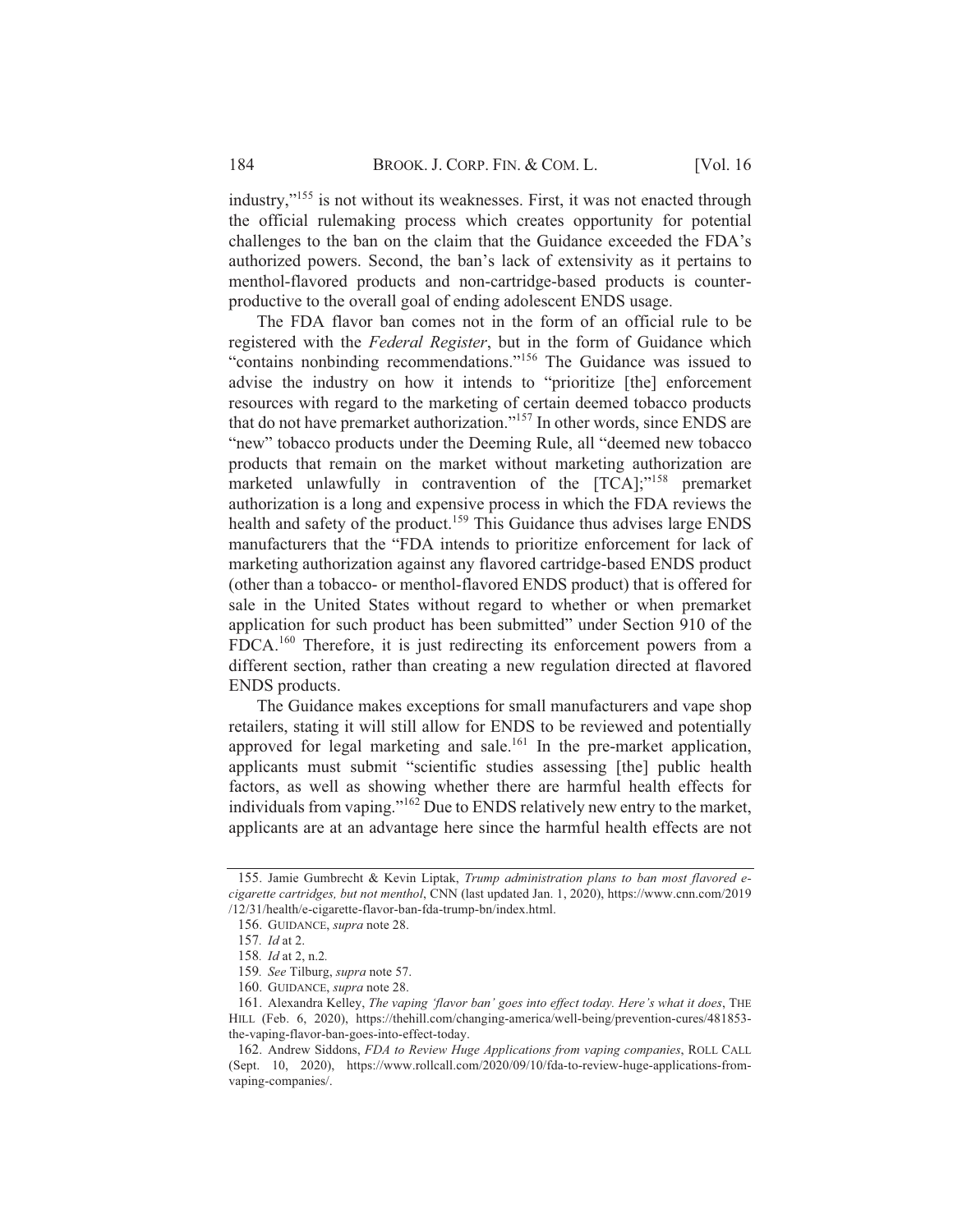industry,"[155] is not without its weaknesses. First, it was not enacted through the official rulemaking process which creates opportunity for potential challenges to the ban on the claim that the Guidance exceeded the FDA's authorized powers. Second, the ban's lack of extensivity as it pertains to menthol-flavored products and non-cartridge-based products is counter-productive to the overall goal of ending adolescent ENDS usage.

The FDA flavor ban comes not in the form of an official rule to be registered with the *Federal Register*, but in the form of Guidance which "contains nonbinding recommendations."[156] The Guidance was issued to advise the industry on how it intends to "prioritize [the] enforcement resources with regard to the marketing of certain deemed tobacco products that do not have premarket authorization."[157] In other words, since ENDS are "new" tobacco products under the Deeming Rule, all "deemed new tobacco products that remain on the market without marketing authorization are marketed unlawfully in contravention of the [TCA];"[158] premarket authorization is a long and expensive process in which the FDA reviews the health and safety of the product.[159] This Guidance thus advises large ENDS manufacturers that the "FDA intends to prioritize enforcement for lack of marketing authorization against any flavored cartridge-based ENDS product (other than a tobacco- or menthol-flavored ENDS product) that is offered for sale in the United States without regard to whether or when premarket application for such product has been submitted" under Section 910 of the FDCA.[160] Therefore, it is just redirecting its enforcement powers from a different section, rather than creating a new regulation directed at flavored ENDS products.

The Guidance makes exceptions for small manufacturers and vape shop retailers, stating it will still allow for ENDS to be reviewed and potentially approved for legal marketing and sale.[161] In the pre-market application, applicants must submit "scientific studies assessing [the] public health factors, as well as showing whether there are harmful health effects for individuals from vaping."[162] Due to ENDS relatively new entry to the market, applicants are at an advantage here since the harmful health effects are not

---

155. Jamie Gumbrecht & Kevin Liptak, *Trump administration plans to ban most flavored e-cigarette cartridges, but not menthol*, CNN (last updated Jan. 1, 2020), https://www.cnn.com/2019/12/31/health/e-cigarette-flavor-ban-fda-trump-bn/index.html.

156. GUIDANCE, *supra* note 28.

157. *Id* at 2.

158. *Id* at 2, n.2.

159. *See* Tilburg, *supra* note 57.

160. GUIDANCE, *supra* note 28.

161. Alexandra Kelley, *The vaping 'flavor ban' goes into effect today. Here's what it does*, THE HILL (Feb. 6, 2020), https://thehill.com/changing-america/well-being/prevention-cures/481853-the-vaping-flavor-ban-goes-into-effect-today.

162. Andrew Siddons, *FDA to Review Huge Applications from vaping companies*, ROLL CALL (Sept. 10, 2020), https://www.rollcall.com/2020/09/10/fda-to-review-huge-applications-from-vaping-companies/.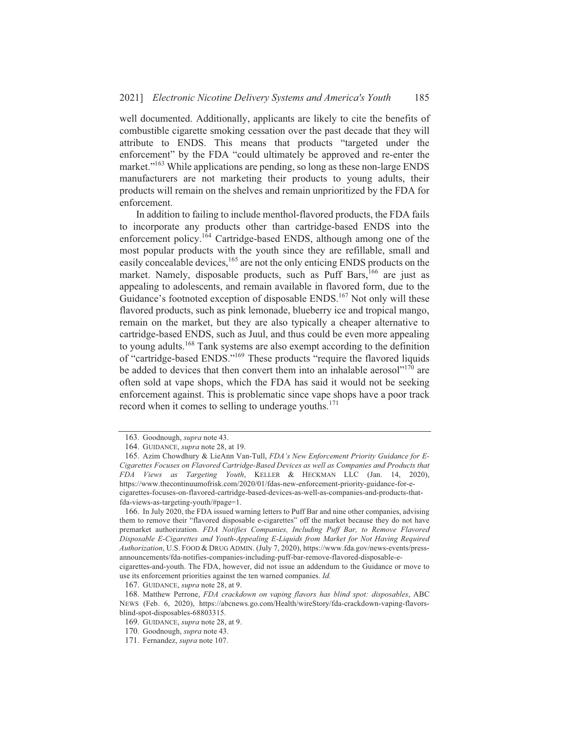well documented. Additionally, applicants are likely to cite the benefits of combustible cigarette smoking cessation over the past decade that they will attribute to ENDS. This means that products "targeted under the enforcement" by the FDA "could ultimately be approved and re-enter the market."[163] While applications are pending, so long as these non-large ENDS manufacturers are not marketing their products to young adults, their products will remain on the shelves and remain unprioritized by the FDA for enforcement.

In addition to failing to include menthol-flavored products, the FDA fails to incorporate any products other than cartridge-based ENDS into the enforcement policy.[164] Cartridge-based ENDS, although among one of the most popular products with the youth since they are refillable, small and easily concealable devices,[165] are not the only enticing ENDS products on the market. Namely, disposable products, such as Puff Bars,[166] are just as appealing to adolescents, and remain available in flavored form, due to the Guidance's footnoted exception of disposable ENDS.[167] Not only will these flavored products, such as pink lemonade, blueberry ice and tropical mango, remain on the market, but they are also typically a cheaper alternative to cartridge-based ENDS, such as Juul, and thus could be even more appealing to young adults.[168] Tank systems are also exempt according to the definition of "cartridge-based ENDS."[169] These products "require the flavored liquids be added to devices that then convert them into an inhalable aerosol"[170] are often sold at vape shops, which the FDA has said it would not be seeking enforcement against. This is problematic since vape shops have a poor track record when it comes to selling to underage youths.[171]

---

163. Goodnough, *supra* note 43.

164. GUIDANCE, *supra* note 28, at 19.

165. Azim Chowdhury & LieAnn Van-Tull, *FDA's New Enforcement Priority Guidance for E-Cigarettes Focuses on Flavored Cartridge-Based Devices as well as Companies and Products that FDA Views as Targeting Youth*, KELLER & HECKMAN LLC (Jan. 14, 2020), https://www.thecontinuumofrisk.com/2020/01/fdas-new-enforcement-priority-guidance-for-e-cigarettes-focuses-on-flavored-cartridge-based-devices-as-well-as-companies-and-products-that-fda-views-as-targeting-youth/#page=1.

166. In July 2020, the FDA issued warning letters to Puff Bar and nine other companies, advising them to remove their "flavored disposable e-cigarettes" off the market because they do not have premarket authorization. *FDA Notifies Companies, Including Puff Bar, to Remove Flavored Disposable E-Cigarettes and Youth-Appealing E-Liquids from Market for Not Having Required Authorization*, U.S. FOOD & DRUG ADMIN. (July 7, 2020), https://www.fda.gov/news-events/press-announcements/fda-notifies-companies-including-puff-bar-remove-flavored-disposable-e-cigarettes-and-youth. The FDA, however, did not issue an addendum to the Guidance or move to use its enforcement priorities against the ten warned companies. *Id.*

167. GUIDANCE, *supra* note 28, at 9.

168. Matthew Perrone, *FDA crackdown on vaping flavors has blind spot: disposables*, ABC NEWS (Feb. 6, 2020), https://abcnews.go.com/Health/wireStory/fda-crackdown-vaping-flavors-blind-spot-disposables-68803315.

169. GUIDANCE, *supra* note 28, at 9.

170. Goodnough, *supra* note 43.

171. Fernandez, *supra* note 107.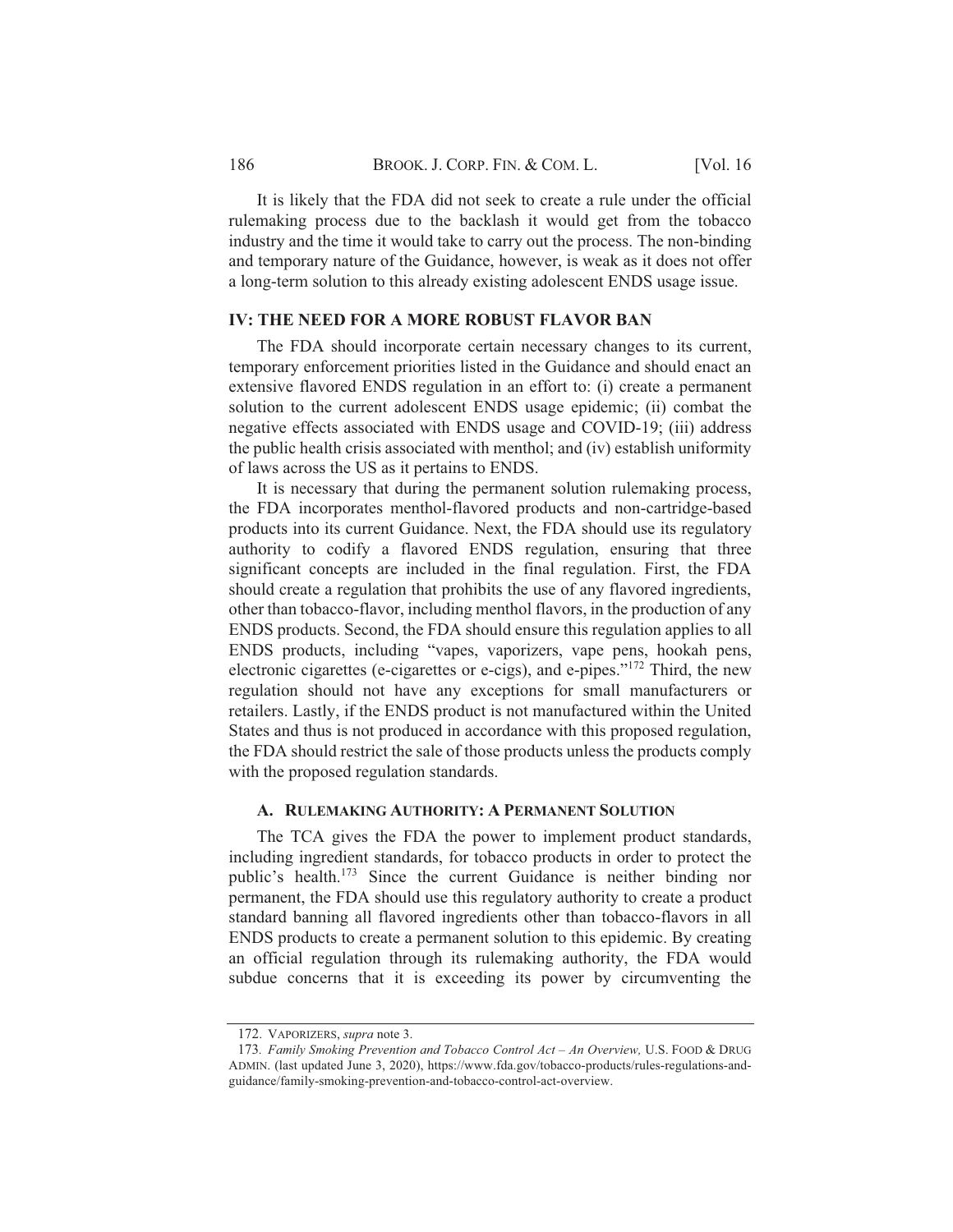It is likely that the FDA did not seek to create a rule under the official rulemaking process due to the backlash it would get from the tobacco industry and the time it would take to carry out the process. The non-binding and temporary nature of the Guidance, however, is weak as it does not offer a long-term solution to this already existing adolescent ENDS usage issue.

## IV: THE NEED FOR A MORE ROBUST FLAVOR BAN

The FDA should incorporate certain necessary changes to its current, temporary enforcement priorities listed in the Guidance and should enact an extensive flavored ENDS regulation in an effort to: (i) create a permanent solution to the current adolescent ENDS usage epidemic; (ii) combat the negative effects associated with ENDS usage and COVID-19; (iii) address the public health crisis associated with menthol; and (iv) establish uniformity of laws across the US as it pertains to ENDS.

It is necessary that during the permanent solution rulemaking process, the FDA incorporates menthol-flavored products and non-cartridge-based products into its current Guidance. Next, the FDA should use its regulatory authority to codify a flavored ENDS regulation, ensuring that three significant concepts are included in the final regulation. First, the FDA should create a regulation that prohibits the use of any flavored ingredients, other than tobacco-flavor, including menthol flavors, in the production of any ENDS products. Second, the FDA should ensure this regulation applies to all ENDS products, including "vapes, vaporizers, vape pens, hookah pens, electronic cigarettes (e-cigarettes or e-cigs), and e-pipes."[172] Third, the new regulation should not have any exceptions for small manufacturers or retailers. Lastly, if the ENDS product is not manufactured within the United States and thus is not produced in accordance with this proposed regulation, the FDA should restrict the sale of those products unless the products comply with the proposed regulation standards.

### A. RULEMAKING AUTHORITY: A PERMANENT SOLUTION

The TCA gives the FDA the power to implement product standards, including ingredient standards, for tobacco products in order to protect the public's health.[173] Since the current Guidance is neither binding nor permanent, the FDA should use this regulatory authority to create a product standard banning all flavored ingredients other than tobacco-flavors in all ENDS products to create a permanent solution to this epidemic. By creating an official regulation through its rulemaking authority, the FDA would subdue concerns that it is exceeding its power by circumventing the

---

172. VAPORIZERS, *supra* note 3.

173. *Family Smoking Prevention and Tobacco Control Act – An Overview,* U.S. FOOD & DRUG ADMIN. (last updated June 3, 2020), https://www.fda.gov/tobacco-products/rules-regulations-and-guidance/family-smoking-prevention-and-tobacco-control-act-overview.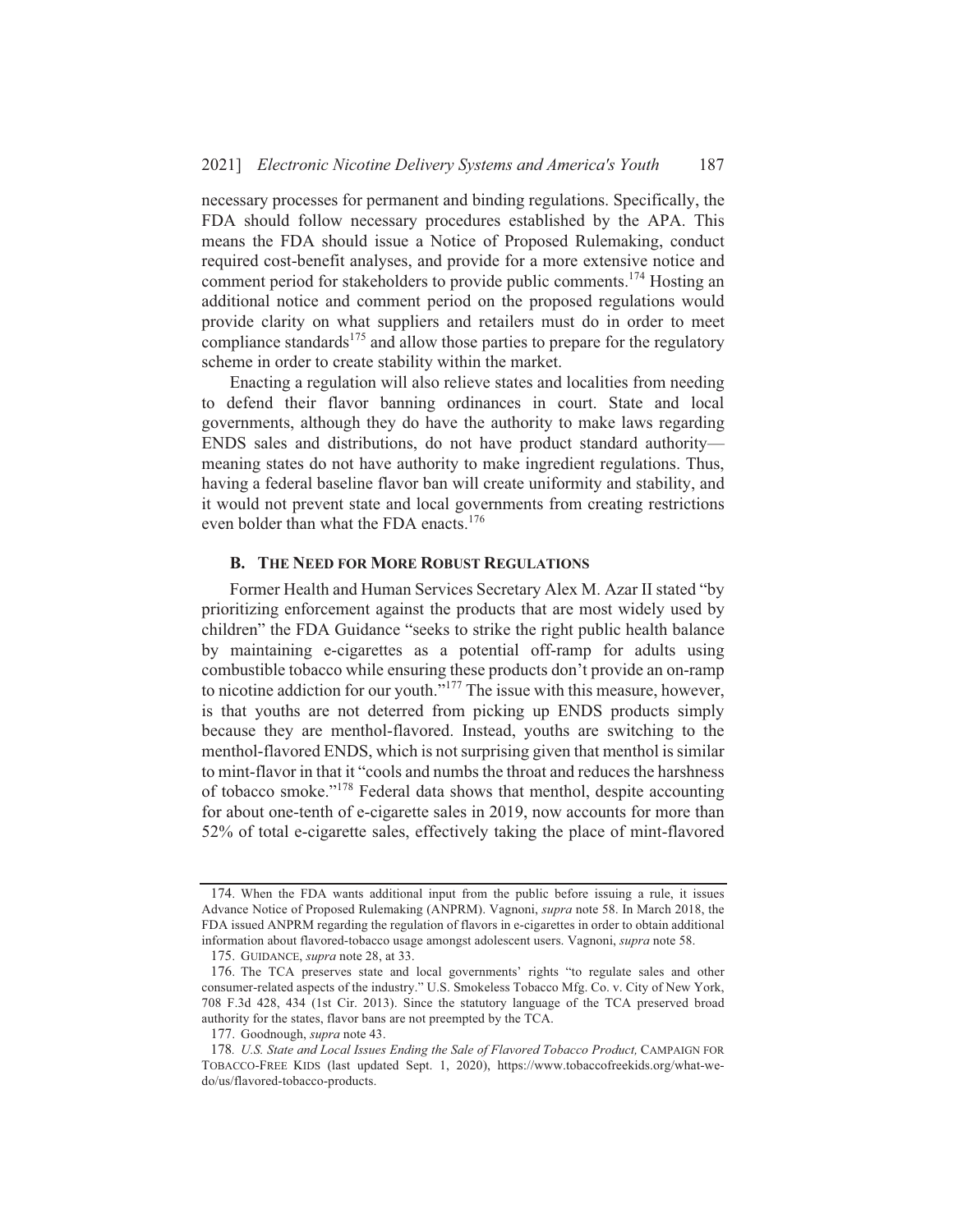necessary processes for permanent and binding regulations. Specifically, the FDA should follow necessary procedures established by the APA. This means the FDA should issue a Notice of Proposed Rulemaking, conduct required cost-benefit analyses, and provide for a more extensive notice and comment period for stakeholders to provide public comments.[174] Hosting an additional notice and comment period on the proposed regulations would provide clarity on what suppliers and retailers must do in order to meet compliance standards[175] and allow those parties to prepare for the regulatory scheme in order to create stability within the market.

Enacting a regulation will also relieve states and localities from needing to defend their flavor banning ordinances in court. State and local governments, although they do have the authority to make laws regarding ENDS sales and distributions, do not have product standard authority—meaning states do not have authority to make ingredient regulations. Thus, having a federal baseline flavor ban will create uniformity and stability, and it would not prevent state and local governments from creating restrictions even bolder than what the FDA enacts.[176]

### B. THE NEED FOR MORE ROBUST REGULATIONS

Former Health and Human Services Secretary Alex M. Azar II stated "by prioritizing enforcement against the products that are most widely used by children" the FDA Guidance "seeks to strike the right public health balance by maintaining e-cigarettes as a potential off-ramp for adults using combustible tobacco while ensuring these products don't provide an on-ramp to nicotine addiction for our youth."[177] The issue with this measure, however, is that youths are not deterred from picking up ENDS products simply because they are menthol-flavored. Instead, youths are switching to the menthol-flavored ENDS, which is not surprising given that menthol is similar to mint-flavor in that it "cools and numbs the throat and reduces the harshness of tobacco smoke."[178] Federal data shows that menthol, despite accounting for about one-tenth of e-cigarette sales in 2019, now accounts for more than 52% of total e-cigarette sales, effectively taking the place of mint-flavored

---

174. When the FDA wants additional input from the public before issuing a rule, it issues Advance Notice of Proposed Rulemaking (ANPRM). Vagnoni, *supra* note 58. In March 2018, the FDA issued ANPRM regarding the regulation of flavors in e-cigarettes in order to obtain additional information about flavored-tobacco usage amongst adolescent users. Vagnoni, *supra* note 58.

175. GUIDANCE, *supra* note 28, at 33.

176. The TCA preserves state and local governments' rights "to regulate sales and other consumer-related aspects of the industry." U.S. Smokeless Tobacco Mfg. Co. v. City of New York, 708 F.3d 428, 434 (1st Cir. 2013). Since the statutory language of the TCA preserved broad authority for the states, flavor bans are not preempted by the TCA.

177. Goodnough, *supra* note 43.

178. *U.S. State and Local Issues Ending the Sale of Flavored Tobacco Product,* CAMPAIGN FOR TOBACCO-FREE KIDS (last updated Sept. 1, 2020), https://www.tobaccofreekids.org/what-we-do/us/flavored-tobacco-products.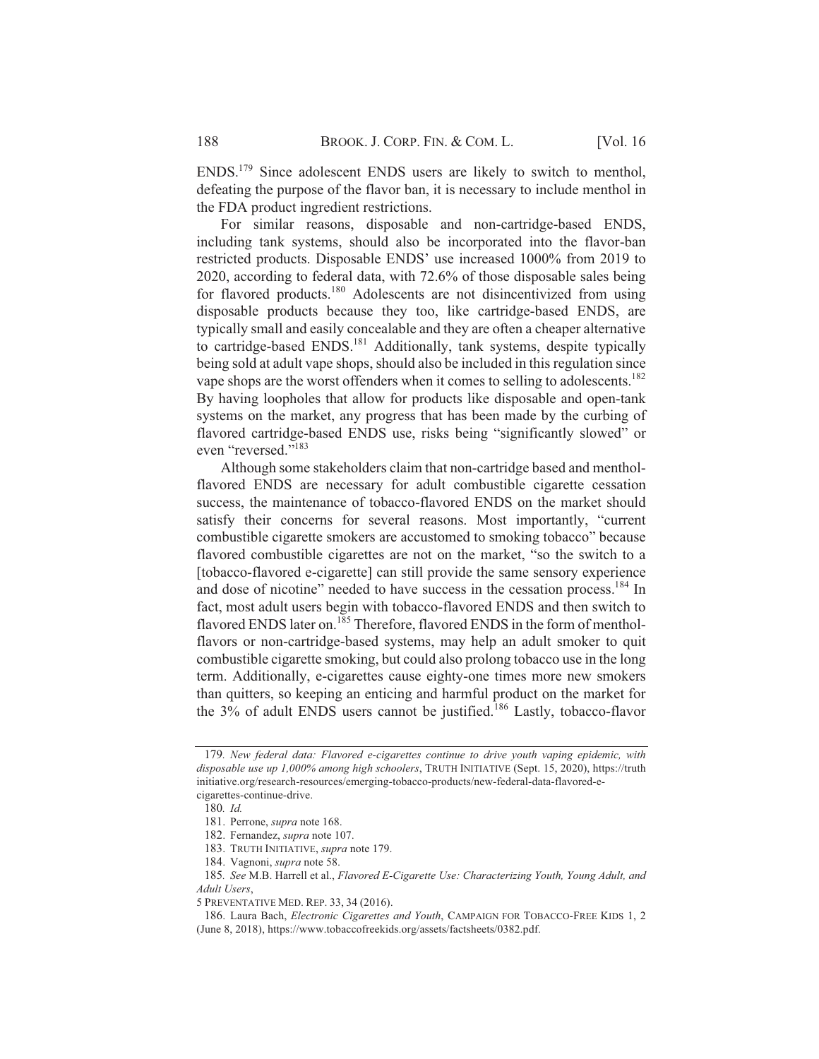ENDS.[179] Since adolescent ENDS users are likely to switch to menthol, defeating the purpose of the flavor ban, it is necessary to include menthol in the FDA product ingredient restrictions.

For similar reasons, disposable and non-cartridge-based ENDS, including tank systems, should also be incorporated into the flavor-ban restricted products. Disposable ENDS' use increased 1000% from 2019 to 2020, according to federal data, with 72.6% of those disposable sales being for flavored products.[180] Adolescents are not disincentivized from using disposable products because they too, like cartridge-based ENDS, are typically small and easily concealable and they are often a cheaper alternative to cartridge-based ENDS.[181] Additionally, tank systems, despite typically being sold at adult vape shops, should also be included in this regulation since vape shops are the worst offenders when it comes to selling to adolescents.[182] By having loopholes that allow for products like disposable and open-tank systems on the market, any progress that has been made by the curbing of flavored cartridge-based ENDS use, risks being "significantly slowed" or even "reversed."[183]

Although some stakeholders claim that non-cartridge based and menthol-flavored ENDS are necessary for adult combustible cigarette cessation success, the maintenance of tobacco-flavored ENDS on the market should satisfy their concerns for several reasons. Most importantly, "current combustible cigarette smokers are accustomed to smoking tobacco" because flavored combustible cigarettes are not on the market, "so the switch to a [tobacco-flavored e-cigarette] can still provide the same sensory experience and dose of nicotine" needed to have success in the cessation process.[184] In fact, most adult users begin with tobacco-flavored ENDS and then switch to flavored ENDS later on.[185] Therefore, flavored ENDS in the form of menthol-flavors or non-cartridge-based systems, may help an adult smoker to quit combustible cigarette smoking, but could also prolong tobacco use in the long term. Additionally, e-cigarettes cause eighty-one times more new smokers than quitters, so keeping an enticing and harmful product on the market for the 3% of adult ENDS users cannot be justified.[186] Lastly, tobacco-flavor

---

179. *New federal data: Flavored e-cigarettes continue to drive youth vaping epidemic, with disposable use up 1,000% among high schoolers*, TRUTH INITIATIVE (Sept. 15, 2020), https://truthinitiative.org/research-resources/emerging-tobacco-products/new-federal-data-flavored-e-cigarettes-continue-drive.

180. *Id.*

181. Perrone, *supra* note 168.

182. Fernandez, *supra* note 107.

183. TRUTH INITIATIVE, *supra* note 179.

184. Vagnoni, *supra* note 58.

185. *See* M.B. Harrell et al., *Flavored E-Cigarette Use: Characterizing Youth, Young Adult, and Adult Users*, 5 PREVENTATIVE MED. REP. 33, 34 (2016).

186. Laura Bach, *Electronic Cigarettes and Youth*, CAMPAIGN FOR TOBACCO-FREE KIDS 1, 2 (June 8, 2018), https://www.tobaccofreekids.org/assets/factsheets/0382.pdf.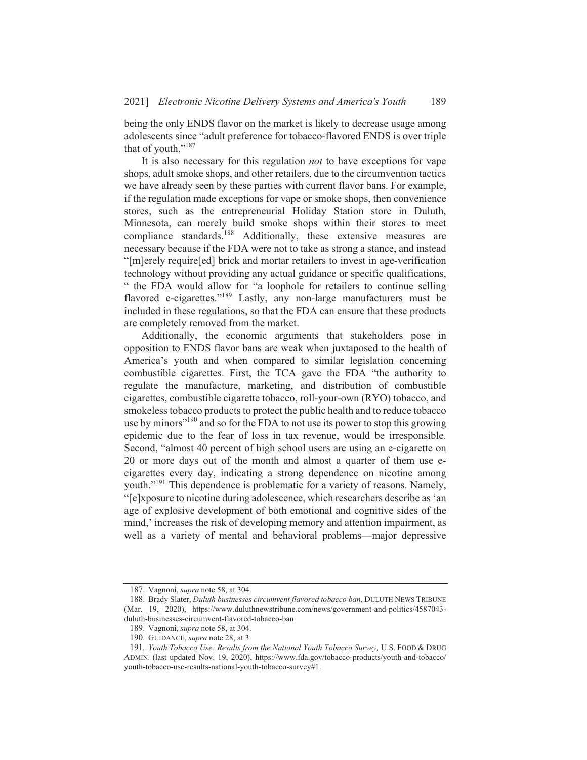being the only ENDS flavor on the market is likely to decrease usage among adolescents since "adult preference for tobacco-flavored ENDS is over triple that of youth."[187]

It is also necessary for this regulation *not* to have exceptions for vape shops, adult smoke shops, and other retailers, due to the circumvention tactics we have already seen by these parties with current flavor bans. For example, if the regulation made exceptions for vape or smoke shops, then convenience stores, such as the entrepreneurial Holiday Station store in Duluth, Minnesota, can merely build smoke shops within their stores to meet compliance standards.[188] Additionally, these extensive measures are necessary because if the FDA were not to take as strong a stance, and instead "[m]erely require[ed] brick and mortar retailers to invest in age-verification technology without providing any actual guidance or specific qualifications, " the FDA would allow for "a loophole for retailers to continue selling flavored e-cigarettes."[189] Lastly, any non-large manufacturers must be included in these regulations, so that the FDA can ensure that these products are completely removed from the market.

Additionally, the economic arguments that stakeholders pose in opposition to ENDS flavor bans are weak when juxtaposed to the health of America's youth and when compared to similar legislation concerning combustible cigarettes. First, the TCA gave the FDA "the authority to regulate the manufacture, marketing, and distribution of combustible cigarettes, combustible cigarette tobacco, roll-your-own (RYO) tobacco, and smokeless tobacco products to protect the public health and to reduce tobacco use by minors"[190] and so for the FDA to not use its power to stop this growing epidemic due to the fear of loss in tax revenue, would be irresponsible. Second, "almost 40 percent of high school users are using an e-cigarette on 20 or more days out of the month and almost a quarter of them use e-cigarettes every day, indicating a strong dependence on nicotine among youth."[191] This dependence is problematic for a variety of reasons. Namely, "[e]xposure to nicotine during adolescence, which researchers describe as 'an age of explosive development of both emotional and cognitive sides of the mind,' increases the risk of developing memory and attention impairment, as well as a variety of mental and behavioral problems—major depressive

187. Vagnoni, *supra* note 58, at 304.

188. Brady Slater, *Duluth businesses circumvent flavored tobacco ban*, DULUTH NEWS TRIBUNE (Mar. 19, 2020), https://www.duluthnewstribune.com/news/government-and-politics/4587043-duluth-businesses-circumvent-flavored-tobacco-ban.

189. Vagnoni, *supra* note 58, at 304.

190. GUIDANCE, *supra* note 28, at 3.

191. *Youth Tobacco Use: Results from the National Youth Tobacco Survey,* U.S. FOOD & DRUG ADMIN. (last updated Nov. 19, 2020), https://www.fda.gov/tobacco-products/youth-and-tobacco/youth-tobacco-use-results-national-youth-tobacco-survey#1.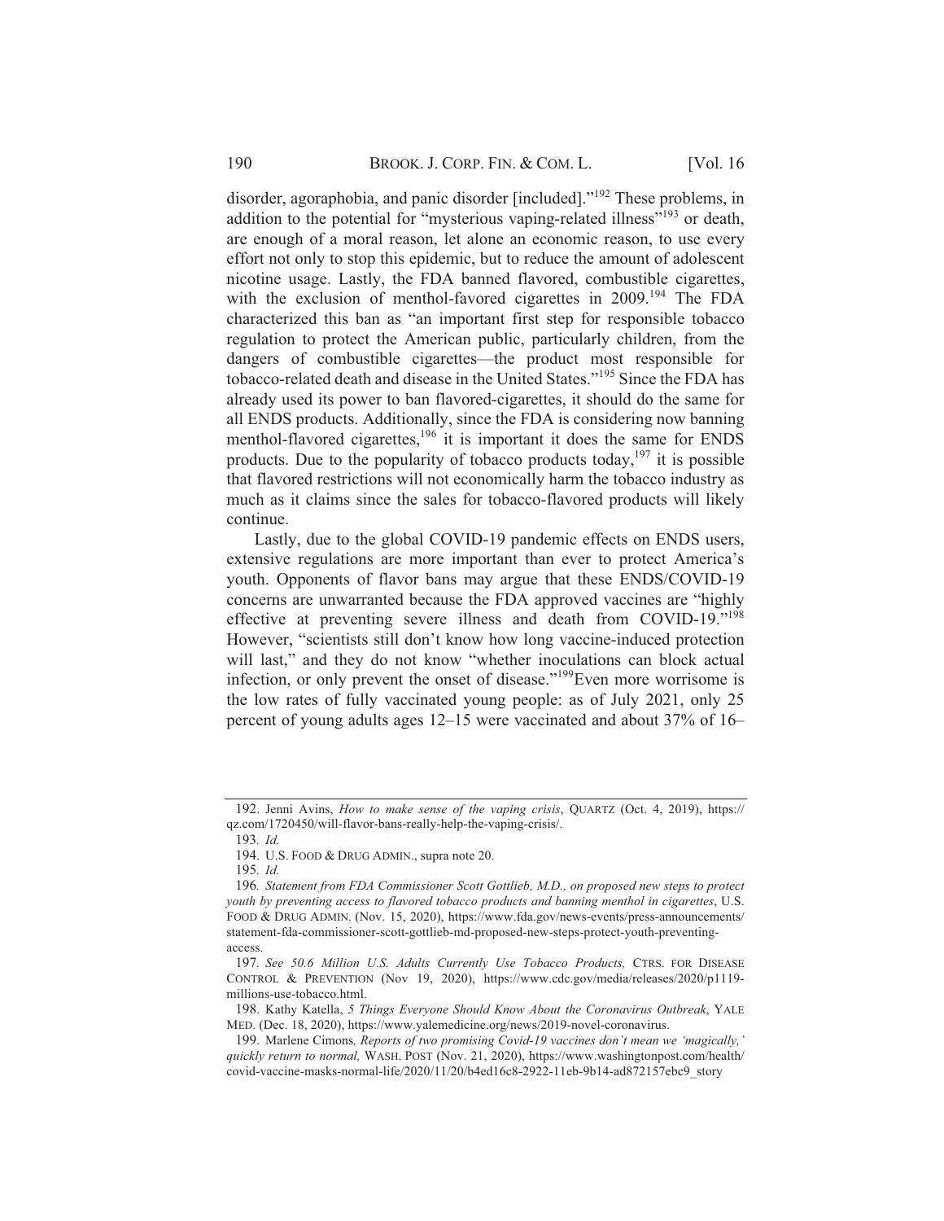disorder, agoraphobia, and panic disorder [included]."[192] These problems, in addition to the potential for "mysterious vaping-related illness"[193] or death, are enough of a moral reason, let alone an economic reason, to use every effort not only to stop this epidemic, but to reduce the amount of adolescent nicotine usage. Lastly, the FDA banned flavored, combustible cigarettes, with the exclusion of menthol-favored cigarettes in 2009.[194] The FDA characterized this ban as "an important first step for responsible tobacco regulation to protect the American public, particularly children, from the dangers of combustible cigarettes—the product most responsible for tobacco-related death and disease in the United States."[195] Since the FDA has already used its power to ban flavored-cigarettes, it should do the same for all ENDS products. Additionally, since the FDA is considering now banning menthol-flavored cigarettes,[196] it is important it does the same for ENDS products. Due to the popularity of tobacco products today,[197] it is possible that flavored restrictions will not economically harm the tobacco industry as much as it claims since the sales for tobacco-flavored products will likely continue.

Lastly, due to the global COVID-19 pandemic effects on ENDS users, extensive regulations are more important than ever to protect America's youth. Opponents of flavor bans may argue that these ENDS/COVID-19 concerns are unwarranted because the FDA approved vaccines are "highly effective at preventing severe illness and death from COVID-19."[198] However, "scientists still don't know how long vaccine-induced protection will last," and they do not know "whether inoculations can block actual infection, or only prevent the onset of disease."[199]Even more worrisome is the low rates of fully vaccinated young people: as of July 2021, only 25 percent of young adults ages 12–15 were vaccinated and about 37% of 16–

---

192. Jenni Avins, *How to make sense of the vaping crisis*, QUARTZ (Oct. 4, 2019), https://qz.com/1720450/will-flavor-bans-really-help-the-vaping-crisis/.

193. *Id.*

194. U.S. FOOD & DRUG ADMIN., supra note 20.

195. *Id.*

196. *Statement from FDA Commissioner Scott Gottlieb, M.D., on proposed new steps to protect youth by preventing access to flavored tobacco products and banning menthol in cigarettes*, U.S. FOOD & DRUG ADMIN. (Nov. 15, 2020), https://www.fda.gov/news-events/press-announcements/statement-fda-commissioner-scott-gottlieb-md-proposed-new-steps-protect-youth-preventing-access.

197. *See 50.6 Million U.S. Adults Currently Use Tobacco Products,* CTRS. FOR DISEASE CONTROL & PREVENTION (Nov 19, 2020), https://www.cdc.gov/media/releases/2020/p1119-millions-use-tobacco.html.

198. Kathy Katella, *5 Things Everyone Should Know About the Coronavirus Outbreak*, YALE MED. (Dec. 18, 2020), https://www.yalemedicine.org/news/2019-novel-coronavirus.

199. Marlene Cimons*, Reports of two promising Covid-19 vaccines don't mean we 'magically,' quickly return to normal,* WASH. POST (Nov. 21, 2020), https://www.washingtonpost.com/health/covid-vaccine-masks-normal-life/2020/11/20/b4ed16c8-2922-11eb-9b14-ad872157ebc9_story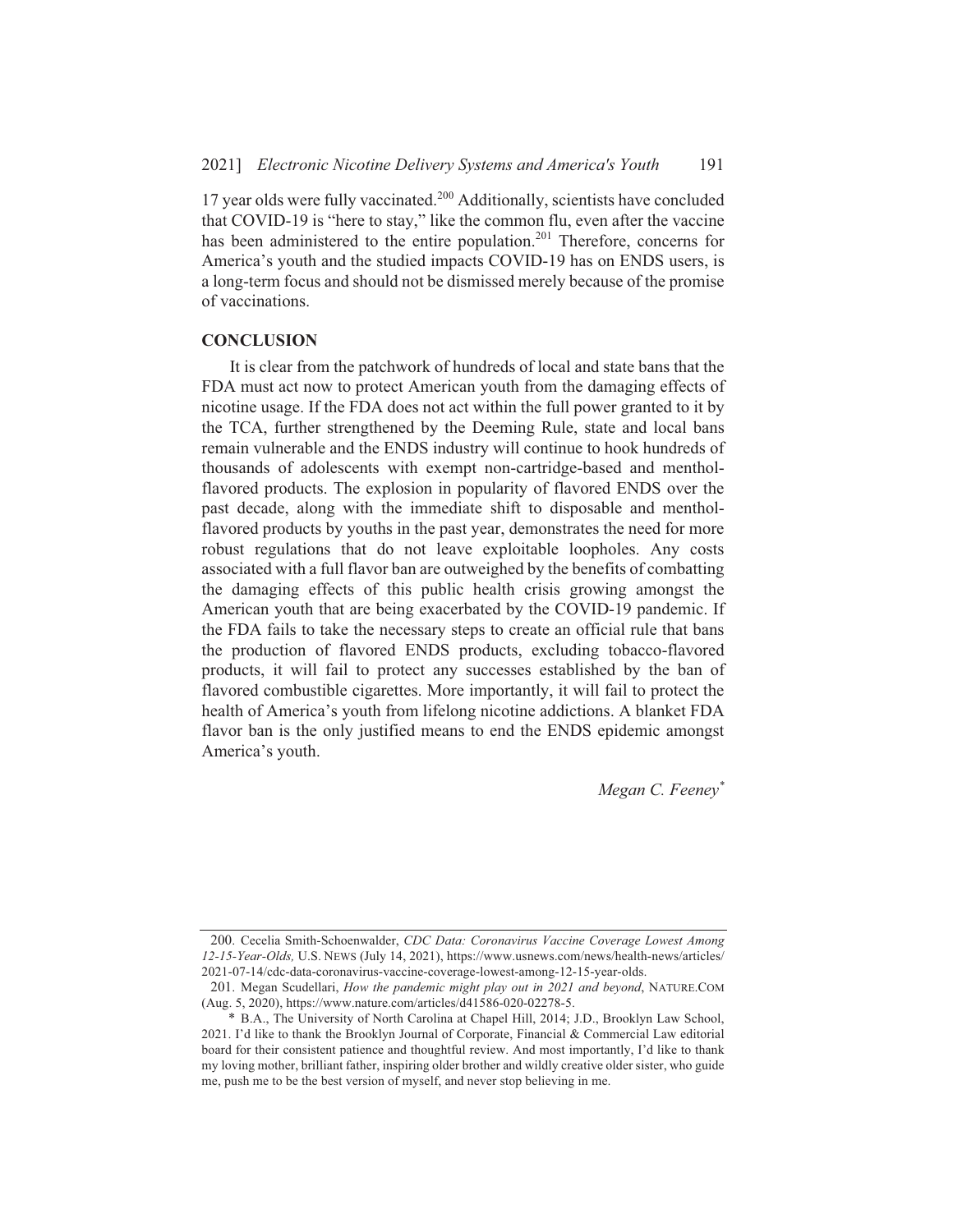17 year olds were fully vaccinated.[200] Additionally, scientists have concluded that COVID-19 is "here to stay," like the common flu, even after the vaccine has been administered to the entire population.[201] Therefore, concerns for America's youth and the studied impacts COVID-19 has on ENDS users, is a long-term focus and should not be dismissed merely because of the promise of vaccinations.

## CONCLUSION

It is clear from the patchwork of hundreds of local and state bans that the FDA must act now to protect American youth from the damaging effects of nicotine usage. If the FDA does not act within the full power granted to it by the TCA, further strengthened by the Deeming Rule, state and local bans remain vulnerable and the ENDS industry will continue to hook hundreds of thousands of adolescents with exempt non-cartridge-based and menthol-flavored products. The explosion in popularity of flavored ENDS over the past decade, along with the immediate shift to disposable and menthol-flavored products by youths in the past year, demonstrates the need for more robust regulations that do not leave exploitable loopholes. Any costs associated with a full flavor ban are outweighed by the benefits of combatting the damaging effects of this public health crisis growing amongst the American youth that are being exacerbated by the COVID-19 pandemic. If the FDA fails to take the necessary steps to create an official rule that bans the production of flavored ENDS products, excluding tobacco-flavored products, it will fail to protect any successes established by the ban of flavored combustible cigarettes. More importantly, it will fail to protect the health of America's youth from lifelong nicotine addictions. A blanket FDA flavor ban is the only justified means to end the ENDS epidemic amongst America's youth.

*Megan C. Feeney*[*]

---

200. Cecelia Smith-Schoenwalder, *CDC Data: Coronavirus Vaccine Coverage Lowest Among 12-15-Year-Olds,* U.S. NEWS (July 14, 2021), https://www.usnews.com/news/health-news/articles/2021-07-14/cdc-data-coronavirus-vaccine-coverage-lowest-among-12-15-year-olds.

201. Megan Scudellari, *How the pandemic might play out in 2021 and beyond*, NATURE.COM (Aug. 5, 2020), https://www.nature.com/articles/d41586-020-02278-5.

\* B.A., The University of North Carolina at Chapel Hill, 2014; J.D., Brooklyn Law School, 2021. I'd like to thank the Brooklyn Journal of Corporate, Financial & Commercial Law editorial board for their consistent patience and thoughtful review. And most importantly, I'd like to thank my loving mother, brilliant father, inspiring older brother and wildly creative older sister, who guide me, push me to be the best version of myself, and never stop believing in me.